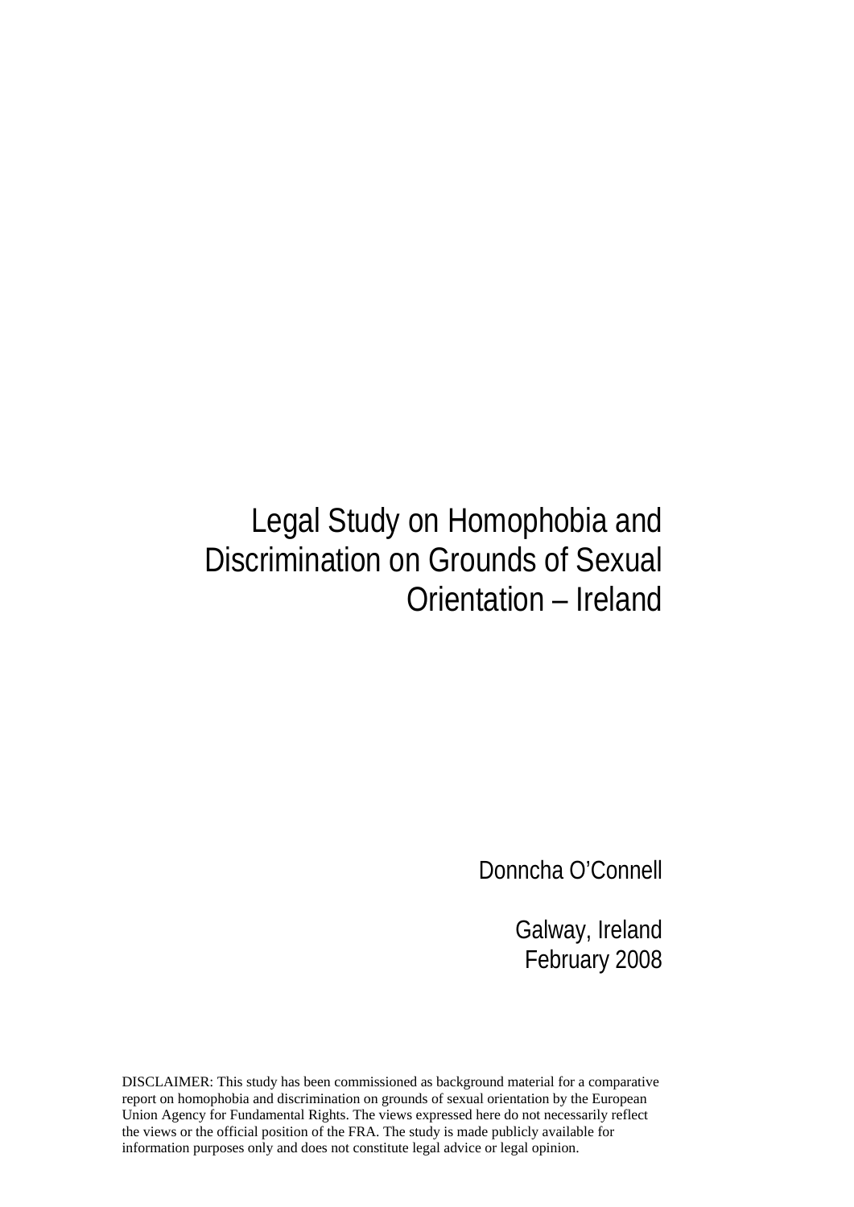# Legal Study on Homophobia and Discrimination on Grounds of Sexual Orientation – Ireland

Donncha O'Connell

Galway, Ireland
February 2008

DISCLAIMER: This study has been commissioned as background material for a comparative report on homophobia and discrimination on grounds of sexual orientation by the European Union Agency for Fundamental Rights. The views expressed here do not necessarily reflect the views or the official position of the FRA. The study is made publicly available for information purposes only and does not constitute legal advice or legal opinion.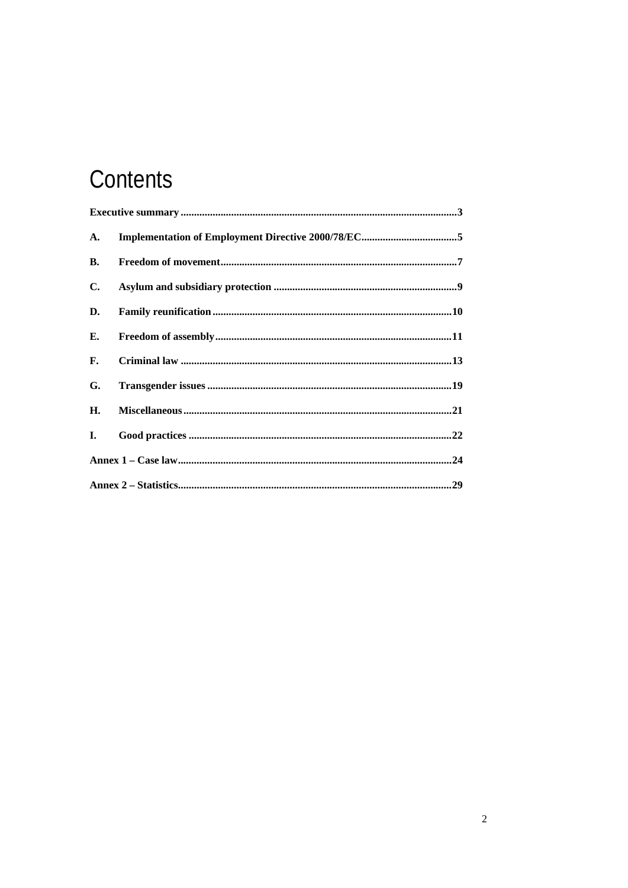# Contents

| | | |
|---|---|---|
| **Executive summary** | | **3** |
| **A.** | **Implementation of Employment Directive 2000/78/EC** | **5** |
| **B.** | **Freedom of movement** | **7** |
| **C.** | **Asylum and subsidiary protection** | **9** |
| **D.** | **Family reunification** | **10** |
| **E.** | **Freedom of assembly** | **11** |
| **F.** | **Criminal law** | **13** |
| **G.** | **Transgender issues** | **19** |
| **H.** | **Miscellaneous** | **21** |
| **I.** | **Good practices** | **22** |
| **Annex 1 – Case law** | | **24** |
| **Annex 2 – Statistics** | | **29** |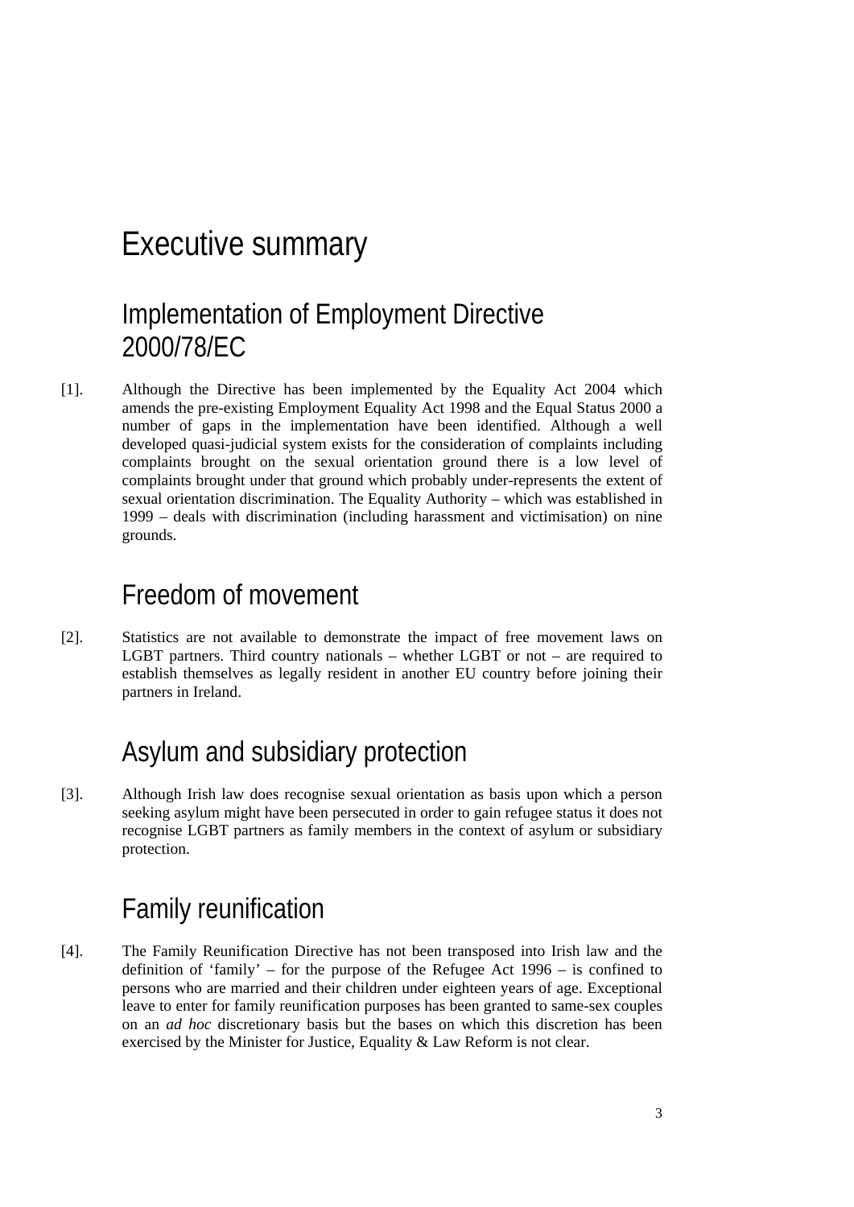# Executive summary

## Implementation of Employment Directive 2000/78/EC

[1]. Although the Directive has been implemented by the Equality Act 2004 which amends the pre-existing Employment Equality Act 1998 and the Equal Status 2000 a number of gaps in the implementation have been identified. Although a well developed quasi-judicial system exists for the consideration of complaints including complaints brought on the sexual orientation ground there is a low level of complaints brought under that ground which probably under-represents the extent of sexual orientation discrimination. The Equality Authority – which was established in 1999 – deals with discrimination (including harassment and victimisation) on nine grounds.

## Freedom of movement

[2]. Statistics are not available to demonstrate the impact of free movement laws on LGBT partners. Third country nationals – whether LGBT or not – are required to establish themselves as legally resident in another EU country before joining their partners in Ireland.

## Asylum and subsidiary protection

[3]. Although Irish law does recognise sexual orientation as basis upon which a person seeking asylum might have been persecuted in order to gain refugee status it does not recognise LGBT partners as family members in the context of asylum or subsidiary protection.

## Family reunification

[4]. The Family Reunification Directive has not been transposed into Irish law and the definition of 'family' – for the purpose of the Refugee Act 1996 – is confined to persons who are married and their children under eighteen years of age. Exceptional leave to enter for family reunification purposes has been granted to same-sex couples on an *ad hoc* discretionary basis but the bases on which this discretion has been exercised by the Minister for Justice, Equality & Law Reform is not clear.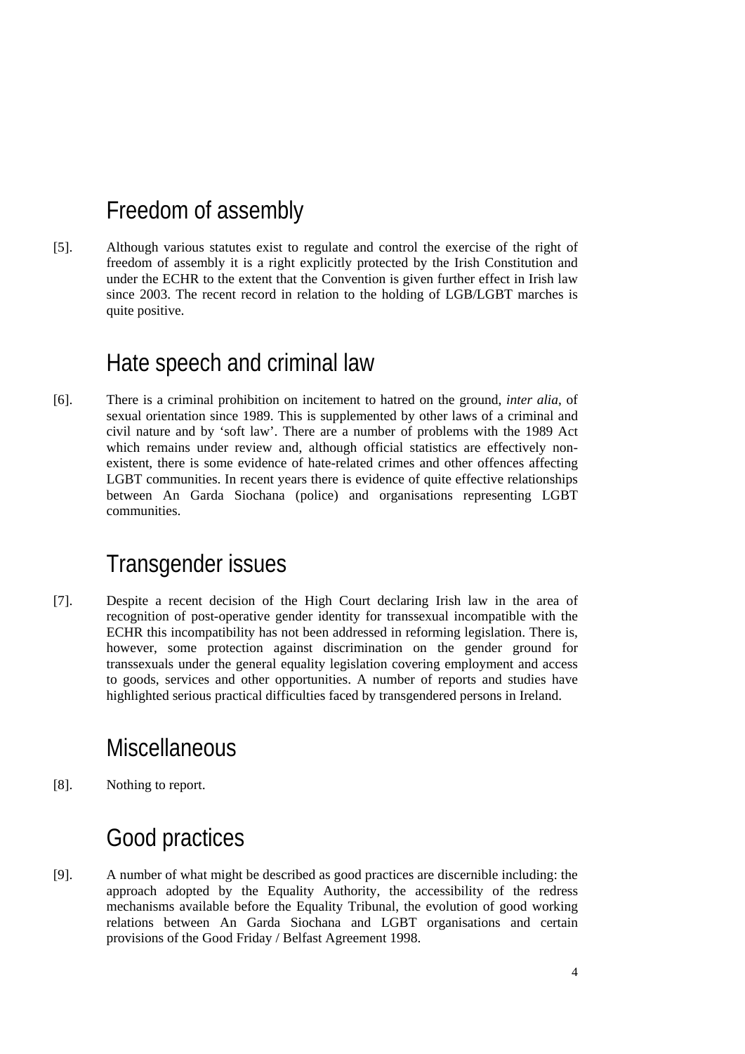## Freedom of assembly

[5]. Although various statutes exist to regulate and control the exercise of the right of freedom of assembly it is a right explicitly protected by the Irish Constitution and under the ECHR to the extent that the Convention is given further effect in Irish law since 2003. The recent record in relation to the holding of LGB/LGBT marches is quite positive.

## Hate speech and criminal law

[6]. There is a criminal prohibition on incitement to hatred on the ground, *inter alia*, of sexual orientation since 1989. This is supplemented by other laws of a criminal and civil nature and by 'soft law'. There are a number of problems with the 1989 Act which remains under review and, although official statistics are effectively non-existent, there is some evidence of hate-related crimes and other offences affecting LGBT communities. In recent years there is evidence of quite effective relationships between An Garda Siochana (police) and organisations representing LGBT communities.

## Transgender issues

[7]. Despite a recent decision of the High Court declaring Irish law in the area of recognition of post-operative gender identity for transsexual incompatible with the ECHR this incompatibility has not been addressed in reforming legislation. There is, however, some protection against discrimination on the gender ground for transsexuals under the general equality legislation covering employment and access to goods, services and other opportunities. A number of reports and studies have highlighted serious practical difficulties faced by transgendered persons in Ireland.

## Miscellaneous

[8]. Nothing to report.

## Good practices

[9]. A number of what might be described as good practices are discernible including: the approach adopted by the Equality Authority, the accessibility of the redress mechanisms available before the Equality Tribunal, the evolution of good working relations between An Garda Siochana and LGBT organisations and certain provisions of the Good Friday / Belfast Agreement 1998.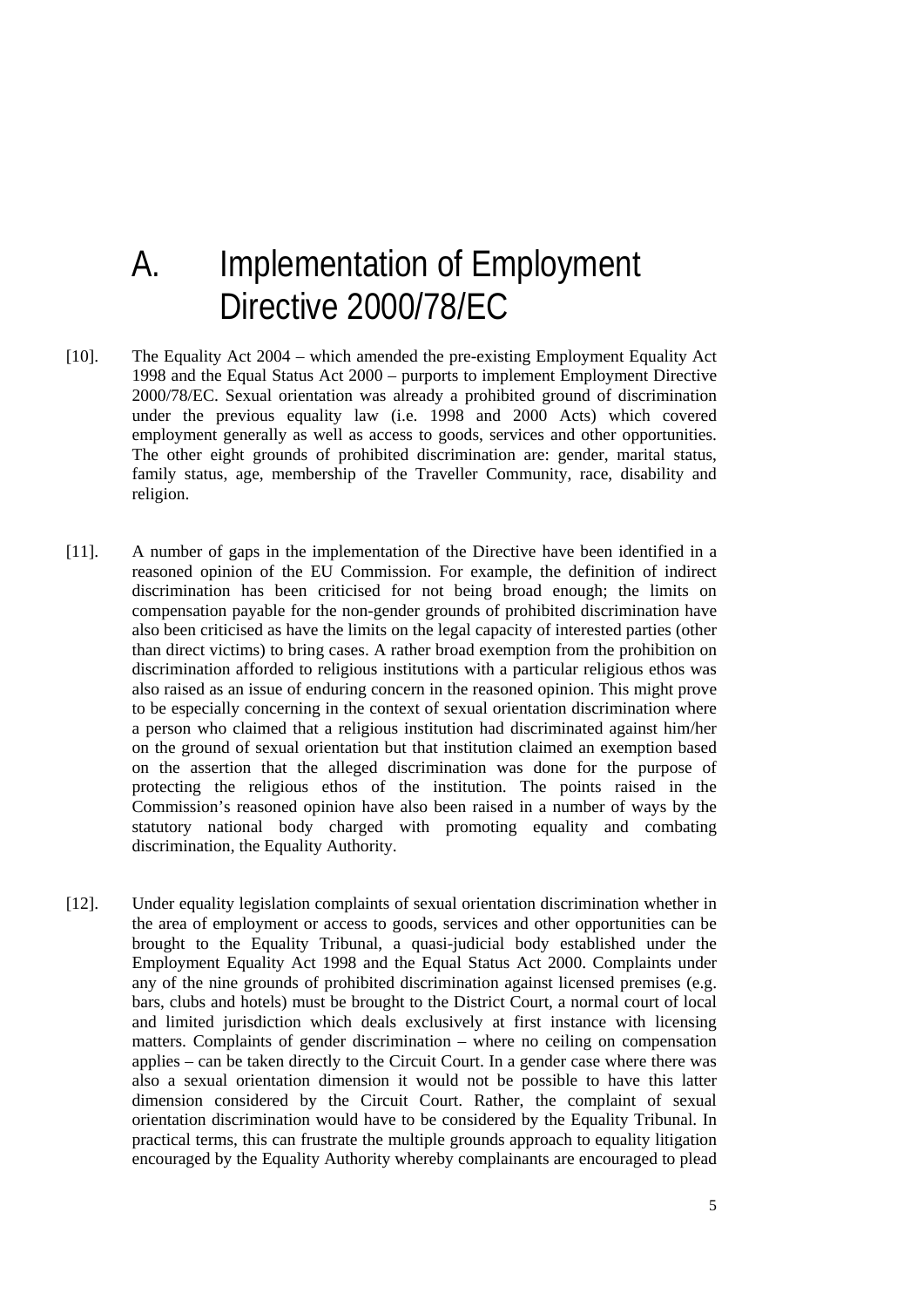# A. Implementation of Employment Directive 2000/78/EC

[10]. The Equality Act 2004 – which amended the pre-existing Employment Equality Act 1998 and the Equal Status Act 2000 – purports to implement Employment Directive 2000/78/EC. Sexual orientation was already a prohibited ground of discrimination under the previous equality law (i.e. 1998 and 2000 Acts) which covered employment generally as well as access to goods, services and other opportunities. The other eight grounds of prohibited discrimination are: gender, marital status, family status, age, membership of the Traveller Community, race, disability and religion.

[11]. A number of gaps in the implementation of the Directive have been identified in a reasoned opinion of the EU Commission. For example, the definition of indirect discrimination has been criticised for not being broad enough; the limits on compensation payable for the non-gender grounds of prohibited discrimination have also been criticised as have the limits on the legal capacity of interested parties (other than direct victims) to bring cases. A rather broad exemption from the prohibition on discrimination afforded to religious institutions with a particular religious ethos was also raised as an issue of enduring concern in the reasoned opinion. This might prove to be especially concerning in the context of sexual orientation discrimination where a person who claimed that a religious institution had discriminated against him/her on the ground of sexual orientation but that institution claimed an exemption based on the assertion that the alleged discrimination was done for the purpose of protecting the religious ethos of the institution. The points raised in the Commission's reasoned opinion have also been raised in a number of ways by the statutory national body charged with promoting equality and combating discrimination, the Equality Authority.

[12]. Under equality legislation complaints of sexual orientation discrimination whether in the area of employment or access to goods, services and other opportunities can be brought to the Equality Tribunal, a quasi-judicial body established under the Employment Equality Act 1998 and the Equal Status Act 2000. Complaints under any of the nine grounds of prohibited discrimination against licensed premises (e.g. bars, clubs and hotels) must be brought to the District Court, a normal court of local and limited jurisdiction which deals exclusively at first instance with licensing matters. Complaints of gender discrimination – where no ceiling on compensation applies – can be taken directly to the Circuit Court. In a gender case where there was also a sexual orientation dimension it would not be possible to have this latter dimension considered by the Circuit Court. Rather, the complaint of sexual orientation discrimination would have to be considered by the Equality Tribunal. In practical terms, this can frustrate the multiple grounds approach to equality litigation encouraged by the Equality Authority whereby complainants are encouraged to plead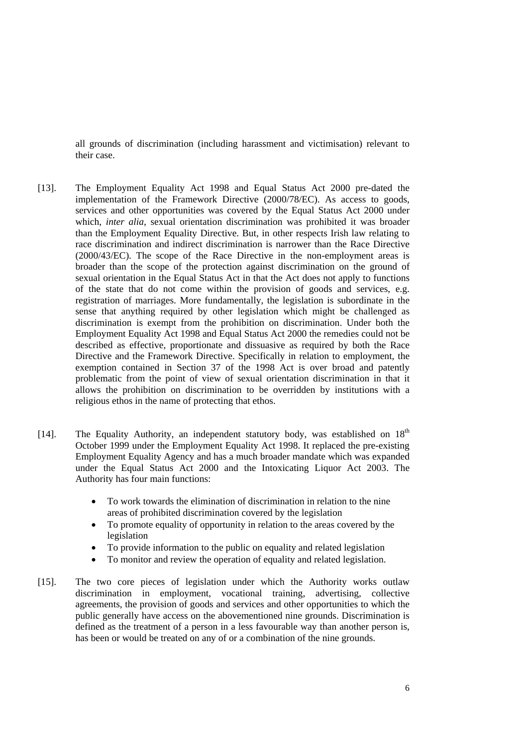all grounds of discrimination (including harassment and victimisation) relevant to their case.

[13]. The Employment Equality Act 1998 and Equal Status Act 2000 pre-dated the implementation of the Framework Directive (2000/78/EC). As access to goods, services and other opportunities was covered by the Equal Status Act 2000 under which, *inter alia*, sexual orientation discrimination was prohibited it was broader than the Employment Equality Directive. But, in other respects Irish law relating to race discrimination and indirect discrimination is narrower than the Race Directive (2000/43/EC). The scope of the Race Directive in the non-employment areas is broader than the scope of the protection against discrimination on the ground of sexual orientation in the Equal Status Act in that the Act does not apply to functions of the state that do not come within the provision of goods and services, e.g. registration of marriages. More fundamentally, the legislation is subordinate in the sense that anything required by other legislation which might be challenged as discrimination is exempt from the prohibition on discrimination. Under both the Employment Equality Act 1998 and Equal Status Act 2000 the remedies could not be described as effective, proportionate and dissuasive as required by both the Race Directive and the Framework Directive. Specifically in relation to employment, the exemption contained in Section 37 of the 1998 Act is over broad and patently problematic from the point of view of sexual orientation discrimination in that it allows the prohibition on discrimination to be overridden by institutions with a religious ethos in the name of protecting that ethos.

[14]. The Equality Authority, an independent statutory body, was established on 18th October 1999 under the Employment Equality Act 1998. It replaced the pre-existing Employment Equality Agency and has a much broader mandate which was expanded under the Equal Status Act 2000 and the Intoxicating Liquor Act 2003. The Authority has four main functions:

- To work towards the elimination of discrimination in relation to the nine areas of prohibited discrimination covered by the legislation
- To promote equality of opportunity in relation to the areas covered by the legislation
- To provide information to the public on equality and related legislation
- To monitor and review the operation of equality and related legislation.

[15]. The two core pieces of legislation under which the Authority works outlaw discrimination in employment, vocational training, advertising, collective agreements, the provision of goods and services and other opportunities to which the public generally have access on the abovementioned nine grounds. Discrimination is defined as the treatment of a person in a less favourable way than another person is, has been or would be treated on any of or a combination of the nine grounds.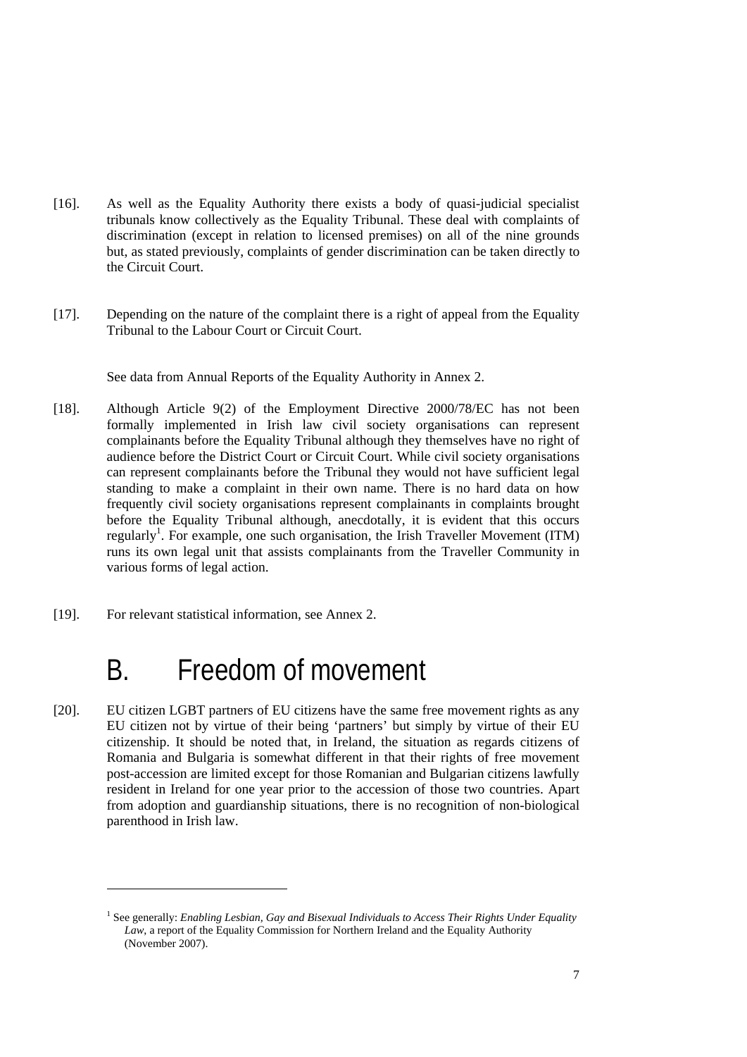[16]. As well as the Equality Authority there exists a body of quasi-judicial specialist tribunals know collectively as the Equality Tribunal. These deal with complaints of discrimination (except in relation to licensed premises) on all of the nine grounds but, as stated previously, complaints of gender discrimination can be taken directly to the Circuit Court.

[17]. Depending on the nature of the complaint there is a right of appeal from the Equality Tribunal to the Labour Court or Circuit Court.

See data from Annual Reports of the Equality Authority in Annex 2.

[18]. Although Article 9(2) of the Employment Directive 2000/78/EC has not been formally implemented in Irish law civil society organisations can represent complainants before the Equality Tribunal although they themselves have no right of audience before the District Court or Circuit Court. While civil society organisations can represent complainants before the Tribunal they would not have sufficient legal standing to make a complaint in their own name. There is no hard data on how frequently civil society organisations represent complainants in complaints brought before the Equality Tribunal although, anecdotally, it is evident that this occurs regularly[1]. For example, one such organisation, the Irish Traveller Movement (ITM) runs its own legal unit that assists complainants from the Traveller Community in various forms of legal action.

[19]. For relevant statistical information, see Annex 2.

# B. Freedom of movement

[20]. EU citizen LGBT partners of EU citizens have the same free movement rights as any EU citizen not by virtue of their being 'partners' but simply by virtue of their EU citizenship. It should be noted that, in Ireland, the situation as regards citizens of Romania and Bulgaria is somewhat different in that their rights of free movement post-accession are limited except for those Romanian and Bulgarian citizens lawfully resident in Ireland for one year prior to the accession of those two countries. Apart from adoption and guardianship situations, there is no recognition of non-biological parenthood in Irish law.

---

[1] See generally: *Enabling Lesbian, Gay and Bisexual Individuals to Access Their Rights Under Equality Law*, a report of the Equality Commission for Northern Ireland and the Equality Authority (November 2007).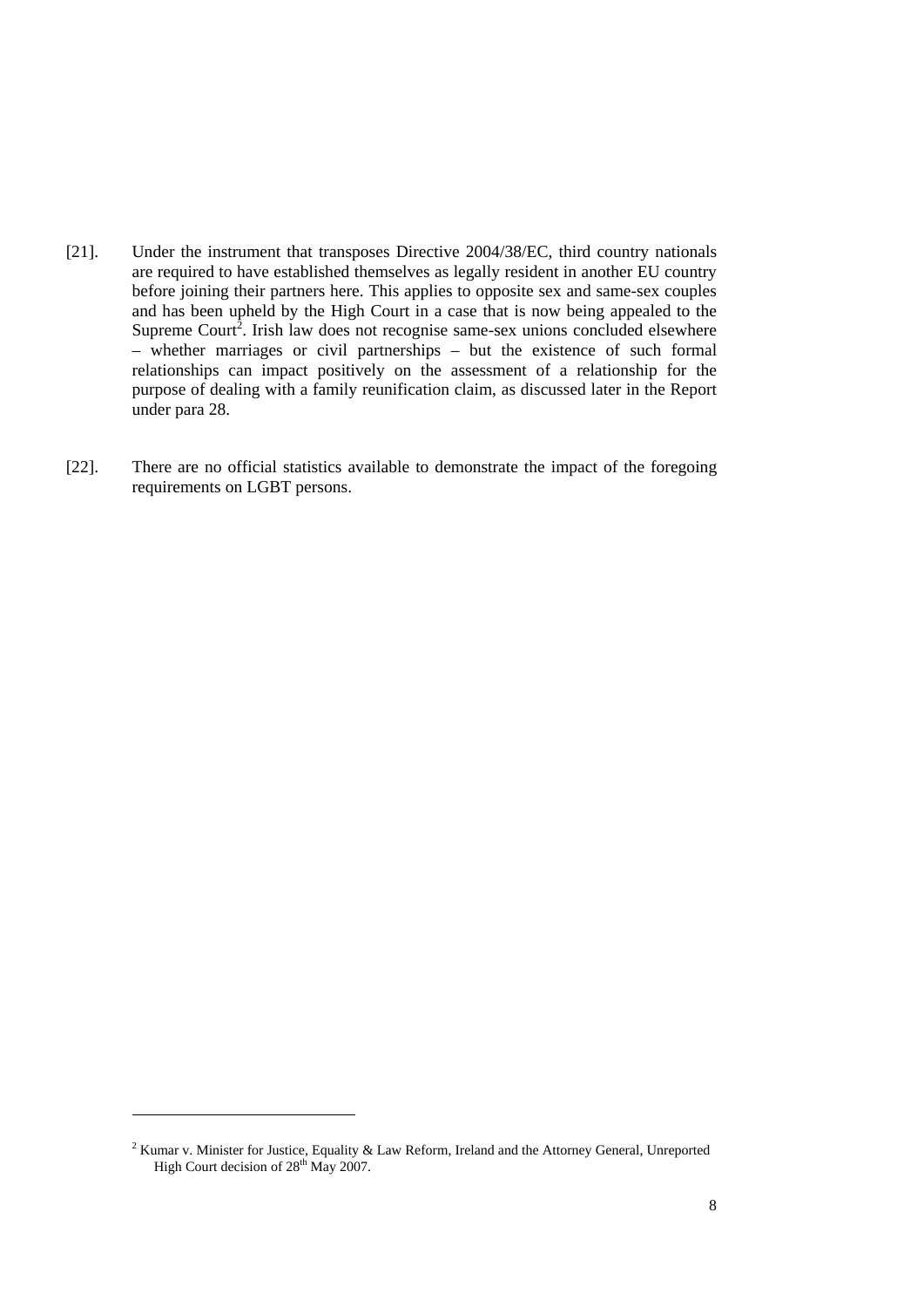[21]. Under the instrument that transposes Directive 2004/38/EC, third country nationals are required to have established themselves as legally resident in another EU country before joining their partners here. This applies to opposite sex and same-sex couples and has been upheld by the High Court in a case that is now being appealed to the Supreme Court[2]. Irish law does not recognise same-sex unions concluded elsewhere – whether marriages or civil partnerships – but the existence of such formal relationships can impact positively on the assessment of a relationship for the purpose of dealing with a family reunification claim, as discussed later in the Report under para 28.

[22]. There are no official statistics available to demonstrate the impact of the foregoing requirements on LGBT persons.

---

[2] Kumar v. Minister for Justice, Equality & Law Reform, Ireland and the Attorney General, Unreported High Court decision of 28th May 2007.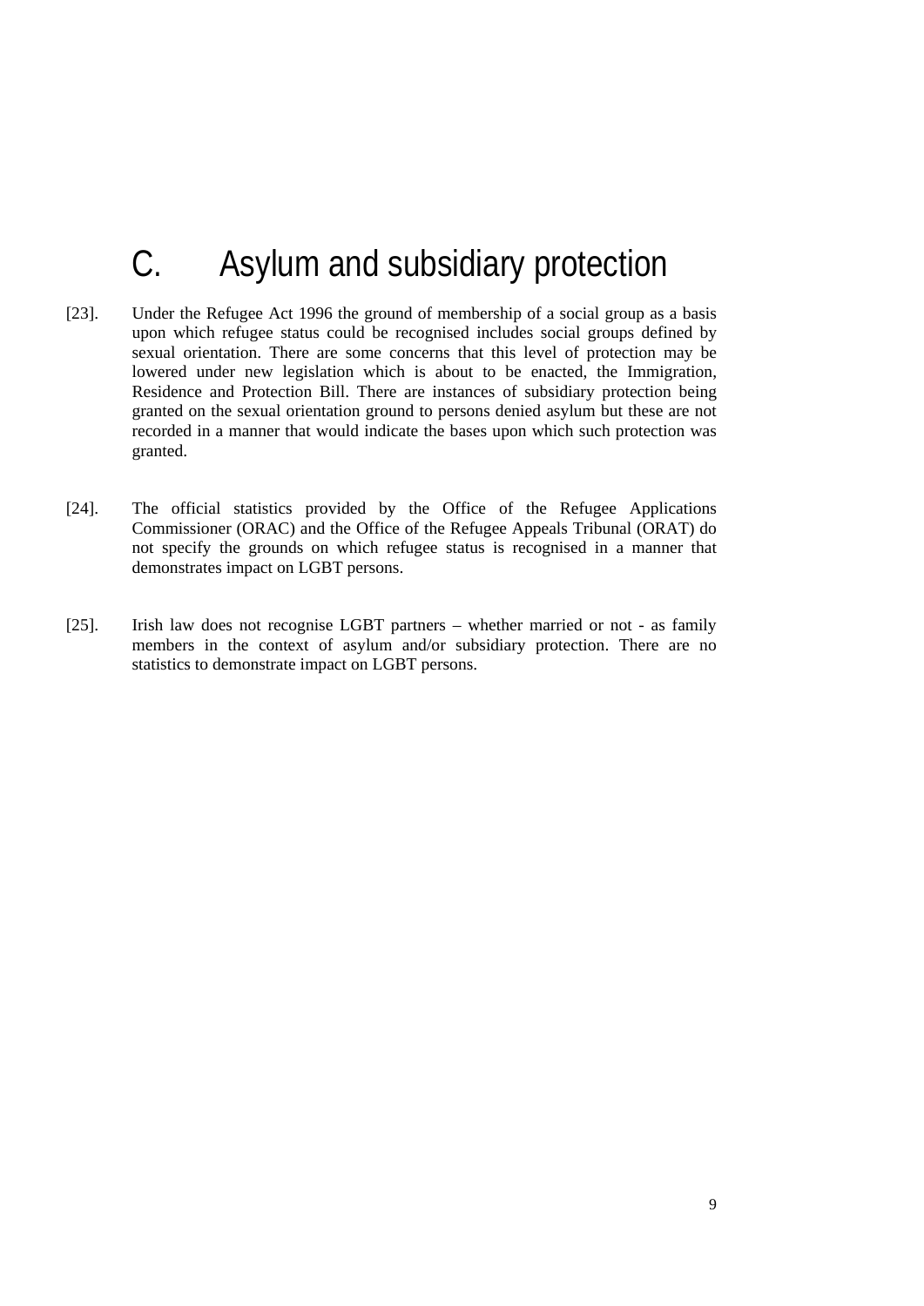# C. Asylum and subsidiary protection

[23]. Under the Refugee Act 1996 the ground of membership of a social group as a basis upon which refugee status could be recognised includes social groups defined by sexual orientation. There are some concerns that this level of protection may be lowered under new legislation which is about to be enacted, the Immigration, Residence and Protection Bill. There are instances of subsidiary protection being granted on the sexual orientation ground to persons denied asylum but these are not recorded in a manner that would indicate the bases upon which such protection was granted.

[24]. The official statistics provided by the Office of the Refugee Applications Commissioner (ORAC) and the Office of the Refugee Appeals Tribunal (ORAT) do not specify the grounds on which refugee status is recognised in a manner that demonstrates impact on LGBT persons.

[25]. Irish law does not recognise LGBT partners – whether married or not - as family members in the context of asylum and/or subsidiary protection. There are no statistics to demonstrate impact on LGBT persons.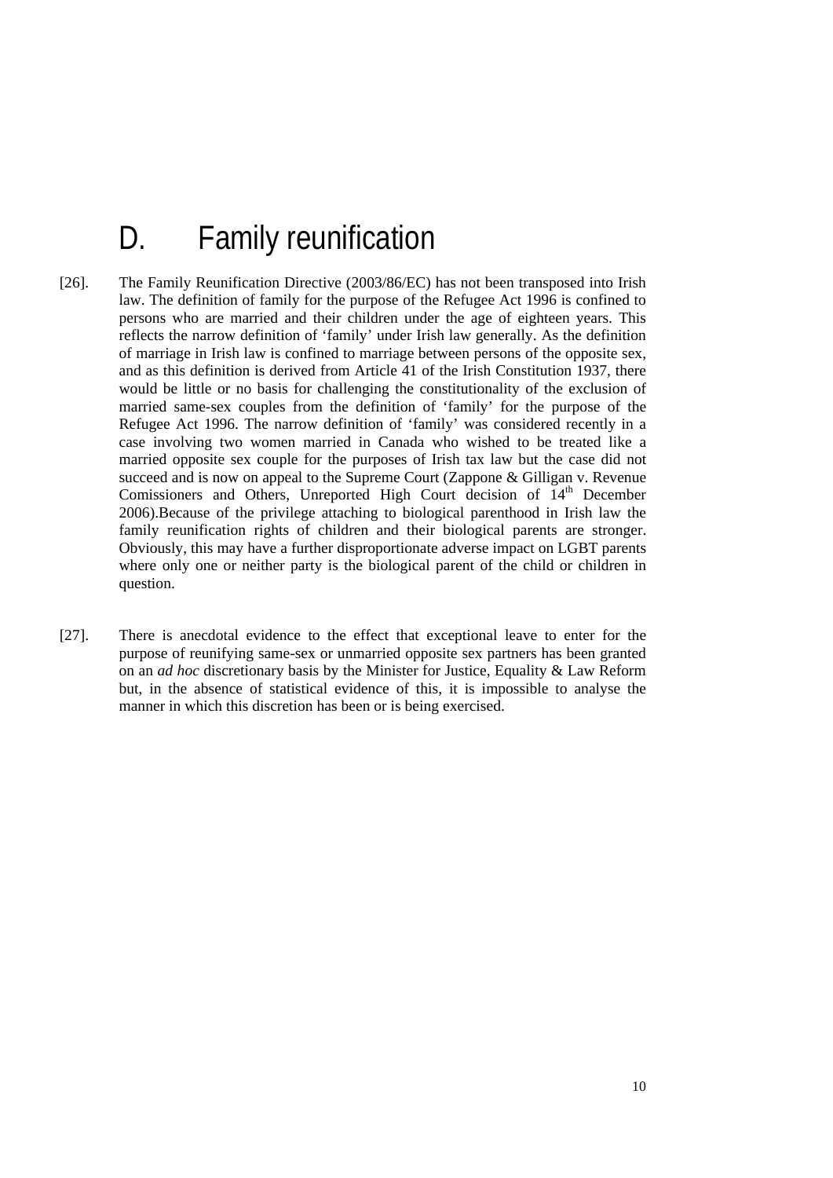# D. Family reunification

[26]. The Family Reunification Directive (2003/86/EC) has not been transposed into Irish law. The definition of family for the purpose of the Refugee Act 1996 is confined to persons who are married and their children under the age of eighteen years. This reflects the narrow definition of 'family' under Irish law generally. As the definition of marriage in Irish law is confined to marriage between persons of the opposite sex, and as this definition is derived from Article 41 of the Irish Constitution 1937, there would be little or no basis for challenging the constitutionality of the exclusion of married same-sex couples from the definition of 'family' for the purpose of the Refugee Act 1996. The narrow definition of 'family' was considered recently in a case involving two women married in Canada who wished to be treated like a married opposite sex couple for the purposes of Irish tax law but the case did not succeed and is now on appeal to the Supreme Court (Zappone & Gilligan v. Revenue Comissioners and Others, Unreported High Court decision of 14th December 2006).Because of the privilege attaching to biological parenthood in Irish law the family reunification rights of children and their biological parents are stronger. Obviously, this may have a further disproportionate adverse impact on LGBT parents where only one or neither party is the biological parent of the child or children in question.

[27]. There is anecdotal evidence to the effect that exceptional leave to enter for the purpose of reunifying same-sex or unmarried opposite sex partners has been granted on an *ad hoc* discretionary basis by the Minister for Justice, Equality & Law Reform but, in the absence of statistical evidence of this, it is impossible to analyse the manner in which this discretion has been or is being exercised.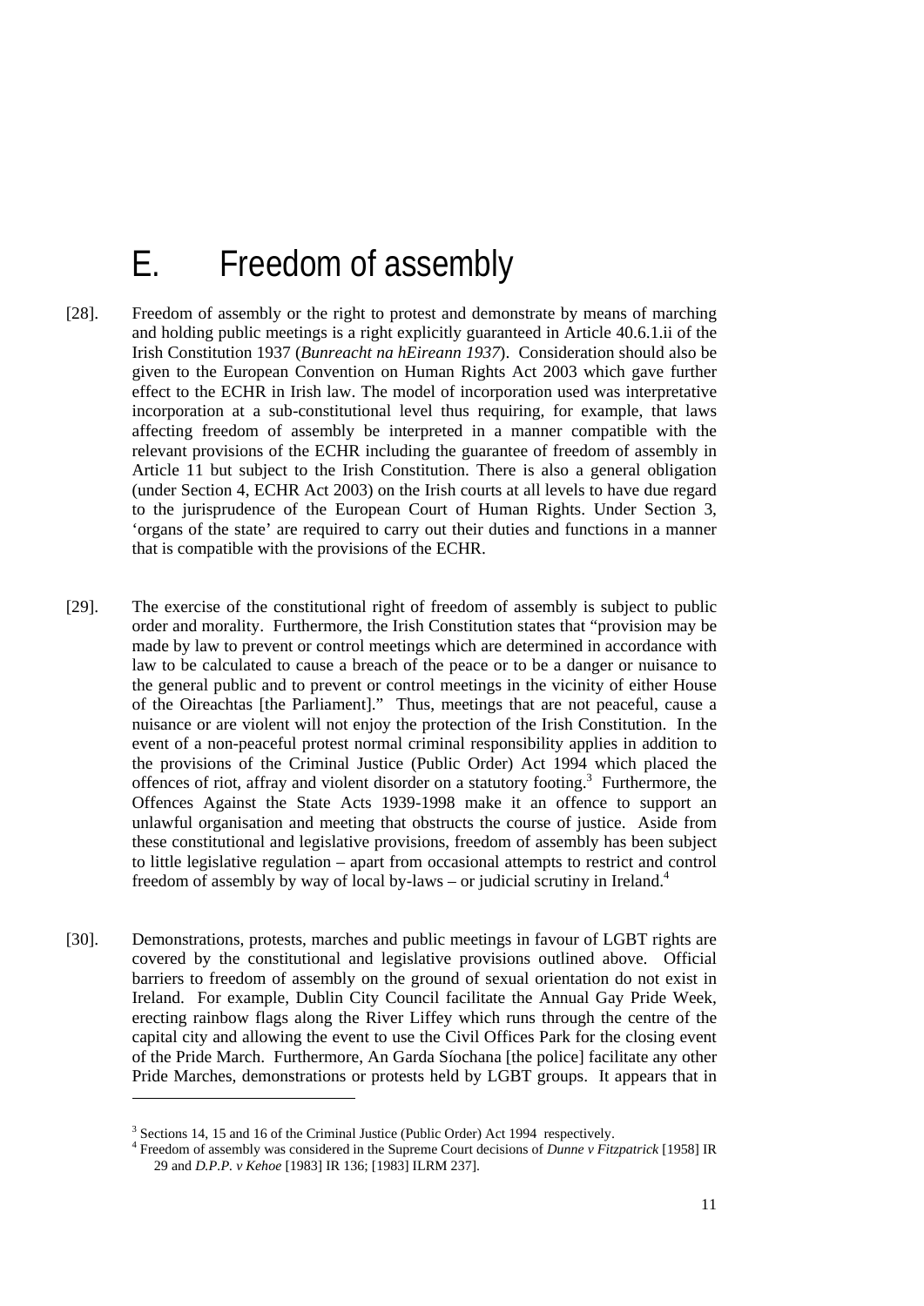# E. Freedom of assembly

[28]. Freedom of assembly or the right to protest and demonstrate by means of marching and holding public meetings is a right explicitly guaranteed in Article 40.6.1.ii of the Irish Constitution 1937 (*Bunreacht na hEireann 1937*). Consideration should also be given to the European Convention on Human Rights Act 2003 which gave further effect to the ECHR in Irish law. The model of incorporation used was interpretative incorporation at a sub-constitutional level thus requiring, for example, that laws affecting freedom of assembly be interpreted in a manner compatible with the relevant provisions of the ECHR including the guarantee of freedom of assembly in Article 11 but subject to the Irish Constitution. There is also a general obligation (under Section 4, ECHR Act 2003) on the Irish courts at all levels to have due regard to the jurisprudence of the European Court of Human Rights. Under Section 3, 'organs of the state' are required to carry out their duties and functions in a manner that is compatible with the provisions of the ECHR.

[29]. The exercise of the constitutional right of freedom of assembly is subject to public order and morality. Furthermore, the Irish Constitution states that "provision may be made by law to prevent or control meetings which are determined in accordance with law to be calculated to cause a breach of the peace or to be a danger or nuisance to the general public and to prevent or control meetings in the vicinity of either House of the Oireachtas [the Parliament]." Thus, meetings that are not peaceful, cause a nuisance or are violent will not enjoy the protection of the Irish Constitution. In the event of a non-peaceful protest normal criminal responsibility applies in addition to the provisions of the Criminal Justice (Public Order) Act 1994 which placed the offences of riot, affray and violent disorder on a statutory footing.[3] Furthermore, the Offences Against the State Acts 1939-1998 make it an offence to support an unlawful organisation and meeting that obstructs the course of justice. Aside from these constitutional and legislative provisions, freedom of assembly has been subject to little legislative regulation – apart from occasional attempts to restrict and control freedom of assembly by way of local by-laws – or judicial scrutiny in Ireland.[4]

[30]. Demonstrations, protests, marches and public meetings in favour of LGBT rights are covered by the constitutional and legislative provisions outlined above. Official barriers to freedom of assembly on the ground of sexual orientation do not exist in Ireland. For example, Dublin City Council facilitate the Annual Gay Pride Week, erecting rainbow flags along the River Liffey which runs through the centre of the capital city and allowing the event to use the Civil Offices Park for the closing event of the Pride March. Furthermore, An Garda Síochana [the police] facilitate any other Pride Marches, demonstrations or protests held by LGBT groups. It appears that in

---

[3] Sections 14, 15 and 16 of the Criminal Justice (Public Order) Act 1994 respectively.

[4] Freedom of assembly was considered in the Supreme Court decisions of *Dunne v Fitzpatrick* [1958] IR 29 and *D.P.P. v Kehoe* [1983] IR 136; [1983] ILRM 237].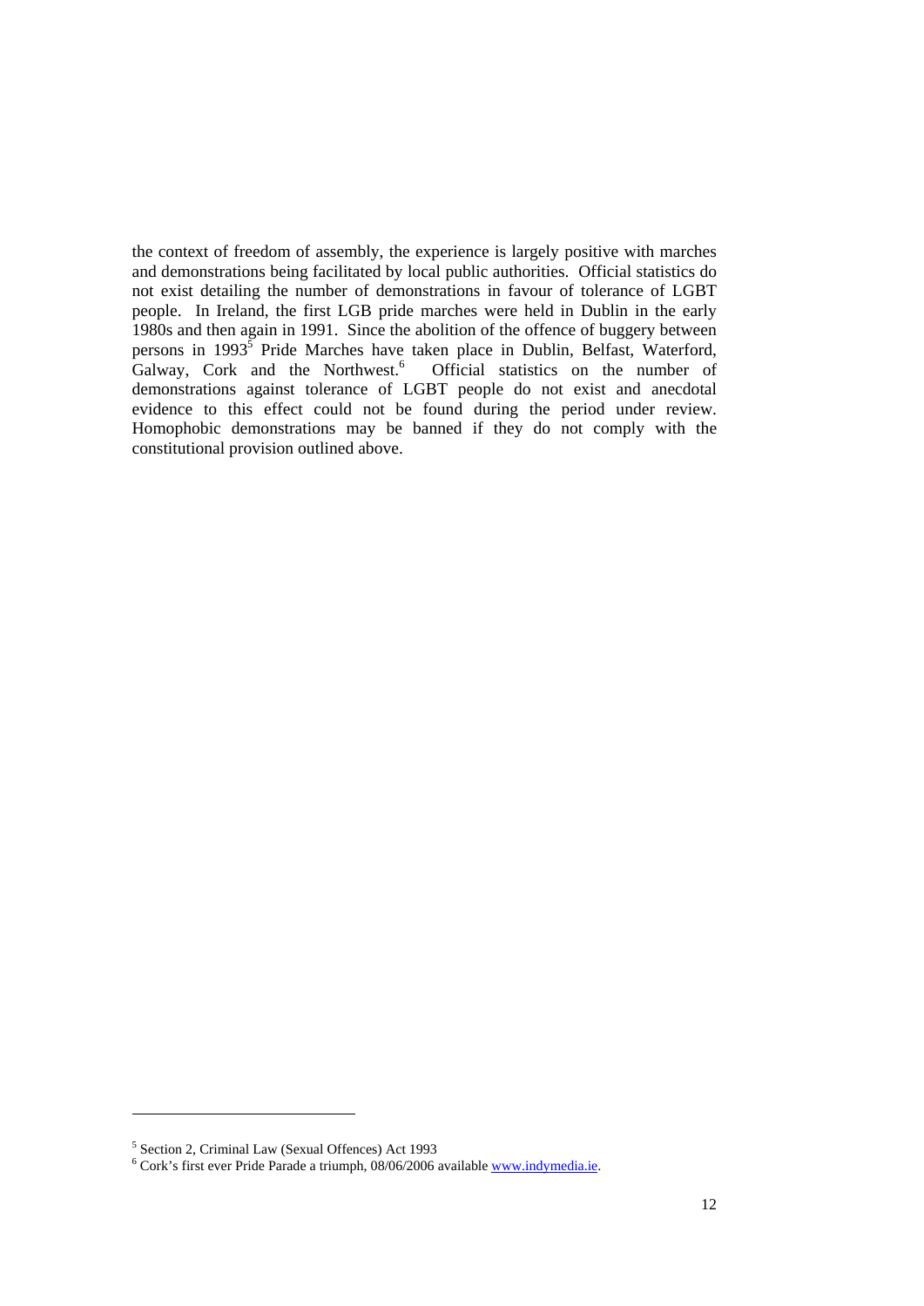the context of freedom of assembly, the experience is largely positive with marches and demonstrations being facilitated by local public authorities. Official statistics do not exist detailing the number of demonstrations in favour of tolerance of LGBT people. In Ireland, the first LGB pride marches were held in Dublin in the early 1980s and then again in 1991. Since the abolition of the offence of buggery between persons in 1993[5] Pride Marches have taken place in Dublin, Belfast, Waterford, Galway, Cork and the Northwest.[6] Official statistics on the number of demonstrations against tolerance of LGBT people do not exist and anecdotal evidence to this effect could not be found during the period under review. Homophobic demonstrations may be banned if they do not comply with the constitutional provision outlined above.

---

[5] Section 2, Criminal Law (Sexual Offences) Act 1993

[6] Cork's first ever Pride Parade a triumph, 08/06/2006 available www.indymedia.ie.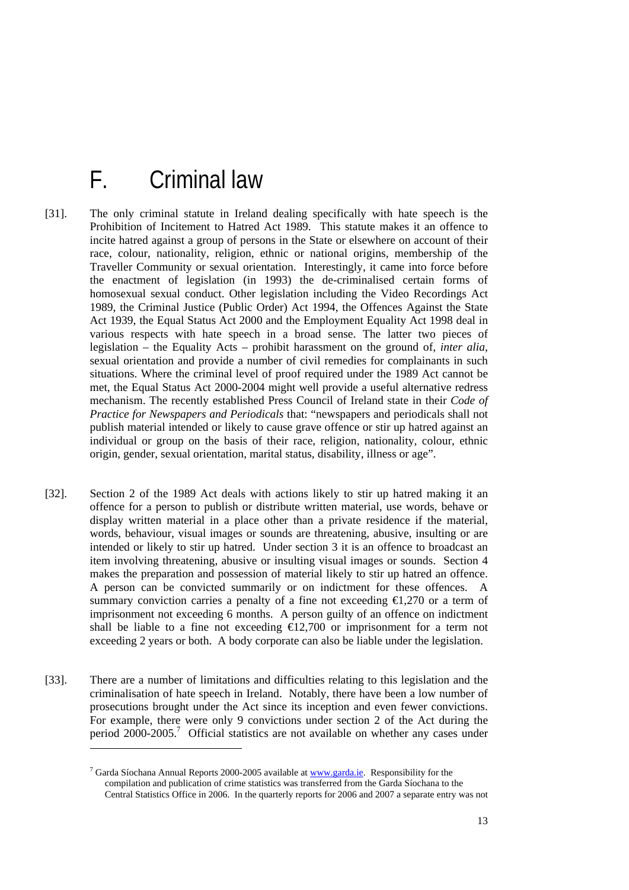# F. Criminal law

[31]. The only criminal statute in Ireland dealing specifically with hate speech is the Prohibition of Incitement to Hatred Act 1989. This statute makes it an offence to incite hatred against a group of persons in the State or elsewhere on account of their race, colour, nationality, religion, ethnic or national origins, membership of the Traveller Community or sexual orientation. Interestingly, it came into force before the enactment of legislation (in 1993) the de-criminalised certain forms of homosexual sexual conduct. Other legislation including the Video Recordings Act 1989, the Criminal Justice (Public Order) Act 1994, the Offences Against the State Act 1939, the Equal Status Act 2000 and the Employment Equality Act 1998 deal in various respects with hate speech in a broad sense. The latter two pieces of legislation – the Equality Acts – prohibit harassment on the ground of, *inter alia*, sexual orientation and provide a number of civil remedies for complainants in such situations. Where the criminal level of proof required under the 1989 Act cannot be met, the Equal Status Act 2000-2004 might well provide a useful alternative redress mechanism. The recently established Press Council of Ireland state in their *Code of Practice for Newspapers and Periodicals* that: "newspapers and periodicals shall not publish material intended or likely to cause grave offence or stir up hatred against an individual or group on the basis of their race, religion, nationality, colour, ethnic origin, gender, sexual orientation, marital status, disability, illness or age".

[32]. Section 2 of the 1989 Act deals with actions likely to stir up hatred making it an offence for a person to publish or distribute written material, use words, behave or display written material in a place other than a private residence if the material, words, behaviour, visual images or sounds are threatening, abusive, insulting or are intended or likely to stir up hatred. Under section 3 it is an offence to broadcast an item involving threatening, abusive or insulting visual images or sounds. Section 4 makes the preparation and possession of material likely to stir up hatred an offence. A person can be convicted summarily or on indictment for these offences. A summary conviction carries a penalty of a fine not exceeding €1,270 or a term of imprisonment not exceeding 6 months. A person guilty of an offence on indictment shall be liable to a fine not exceeding €12,700 or imprisonment for a term not exceeding 2 years or both. A body corporate can also be liable under the legislation.

[33]. There are a number of limitations and difficulties relating to this legislation and the criminalisation of hate speech in Ireland. Notably, there have been a low number of prosecutions brought under the Act since its inception and even fewer convictions. For example, there were only 9 convictions under section 2 of the Act during the period 2000-2005.[7] Official statistics are not available on whether any cases under

---

[7] Garda Síochana Annual Reports 2000-2005 available at www.garda.ie. Responsibility for the compilation and publication of crime statistics was transferred from the Garda Síochana to the Central Statistics Office in 2006. In the quarterly reports for 2006 and 2007 a separate entry was not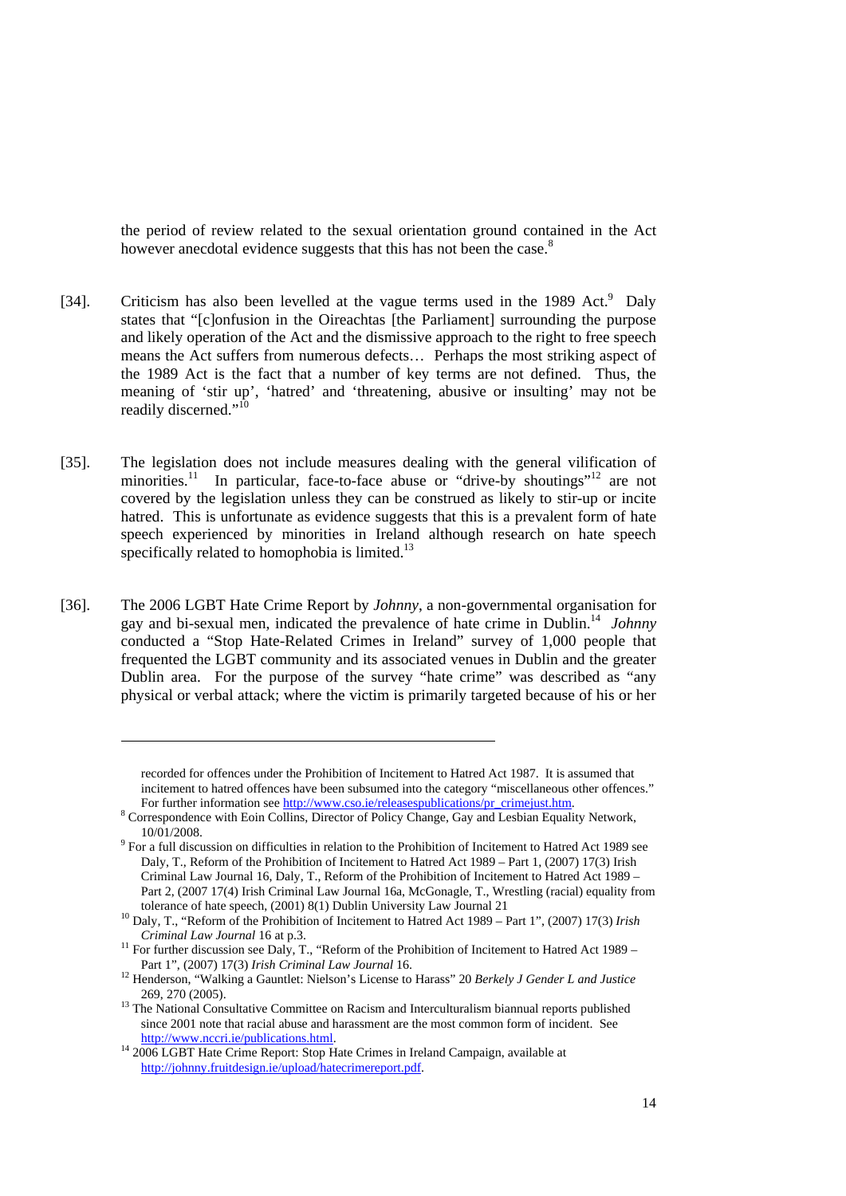the period of review related to the sexual orientation ground contained in the Act however anecdotal evidence suggests that this has not been the case.[8]

[34]. Criticism has also been levelled at the vague terms used in the 1989 Act.[9] Daly states that "[c]onfusion in the Oireachtas [the Parliament] surrounding the purpose and likely operation of the Act and the dismissive approach to the right to free speech means the Act suffers from numerous defects… Perhaps the most striking aspect of the 1989 Act is the fact that a number of key terms are not defined. Thus, the meaning of 'stir up', 'hatred' and 'threatening, abusive or insulting' may not be readily discerned."[10]

[35]. The legislation does not include measures dealing with the general vilification of minorities.[11] In particular, face-to-face abuse or "drive-by shoutings"[12] are not covered by the legislation unless they can be construed as likely to stir-up or incite hatred. This is unfortunate as evidence suggests that this is a prevalent form of hate speech experienced by minorities in Ireland although research on hate speech specifically related to homophobia is limited.[13]

[36]. The 2006 LGBT Hate Crime Report by *Johnny*, a non-governmental organisation for gay and bi-sexual men, indicated the prevalence of hate crime in Dublin.[14] *Johnny* conducted a "Stop Hate-Related Crimes in Ireland" survey of 1,000 people that frequented the LGBT community and its associated venues in Dublin and the greater Dublin area. For the purpose of the survey "hate crime" was described as "any physical or verbal attack; where the victim is primarily targeted because of his or her

---

recorded for offences under the Prohibition of Incitement to Hatred Act 1987. It is assumed that incitement to hatred offences have been subsumed into the category "miscellaneous other offences." For further information see http://www.cso.ie/releasespublications/pr_crimejust.htm.

[8] Correspondence with Eoin Collins, Director of Policy Change, Gay and Lesbian Equality Network, 10/01/2008.

[9] For a full discussion on difficulties in relation to the Prohibition of Incitement to Hatred Act 1989 see Daly, T., Reform of the Prohibition of Incitement to Hatred Act 1989 – Part 1, (2007) 17(3) Irish Criminal Law Journal 16, Daly, T., Reform of the Prohibition of Incitement to Hatred Act 1989 – Part 2, (2007 17(4) Irish Criminal Law Journal 16a, McGonagle, T., Wrestling (racial) equality from tolerance of hate speech, (2001) 8(1) Dublin University Law Journal 21

[10] Daly, T., "Reform of the Prohibition of Incitement to Hatred Act 1989 – Part 1", (2007) 17(3) *Irish Criminal Law Journal* 16 at p.3.

[11] For further discussion see Daly, T., "Reform of the Prohibition of Incitement to Hatred Act 1989 – Part 1", (2007) 17(3) *Irish Criminal Law Journal* 16.

[12] Henderson, "Walking a Gauntlet: Nielson's License to Harass" 20 *Berkely J Gender L and Justice* 269, 270 (2005).

[13] The National Consultative Committee on Racism and Interculturalism biannual reports published since 2001 note that racial abuse and harassment are the most common form of incident. See http://www.nccri.ie/publications.html.

[14] 2006 LGBT Hate Crime Report: Stop Hate Crimes in Ireland Campaign, available at http://johnny.fruitdesign.ie/upload/hatecrimereport.pdf.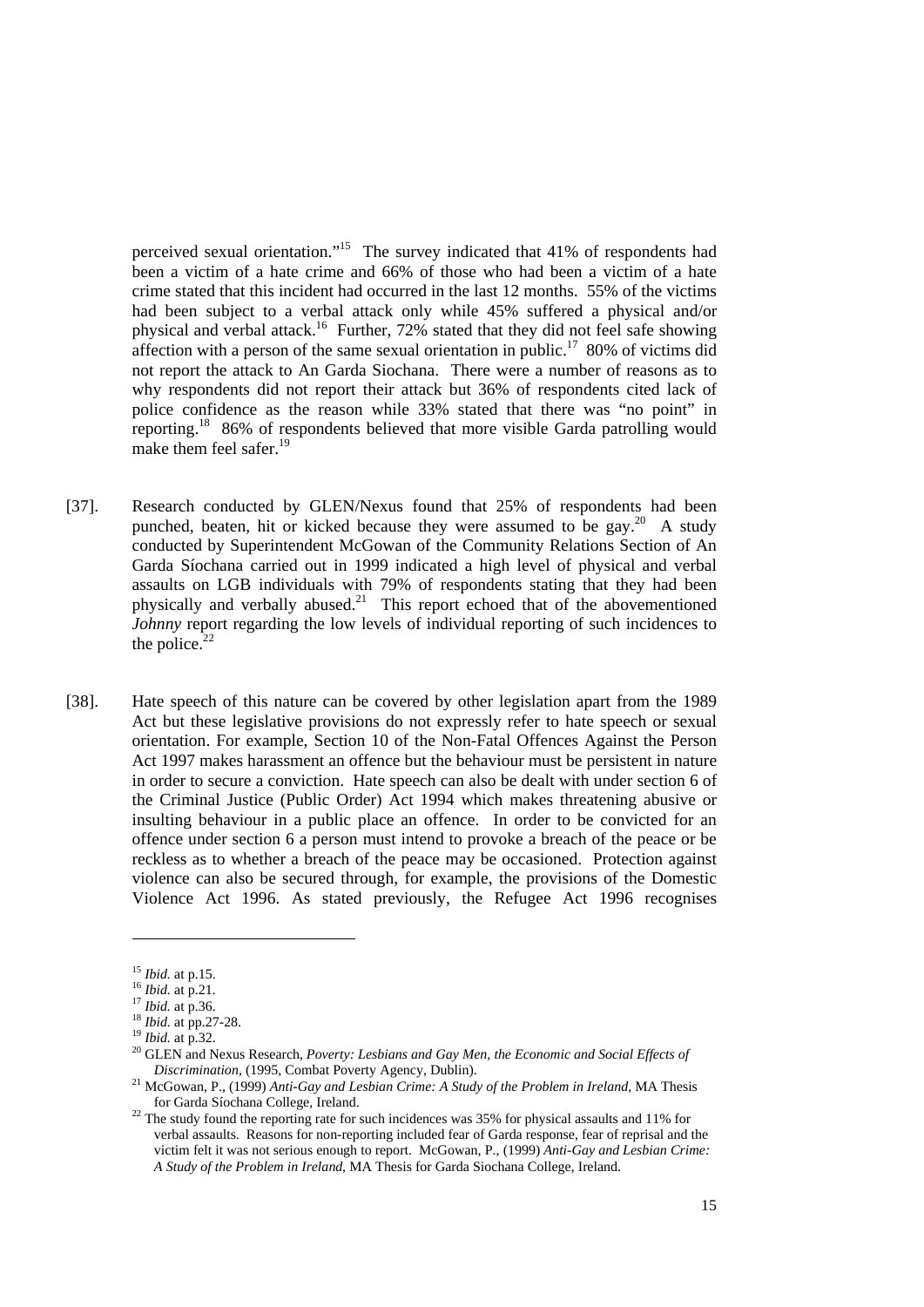perceived sexual orientation."[15] The survey indicated that 41% of respondents had been a victim of a hate crime and 66% of those who had been a victim of a hate crime stated that this incident had occurred in the last 12 months. 55% of the victims had been subject to a verbal attack only while 45% suffered a physical and/or physical and verbal attack.[16] Further, 72% stated that they did not feel safe showing affection with a person of the same sexual orientation in public.[17] 80% of victims did not report the attack to An Garda Siochana. There were a number of reasons as to why respondents did not report their attack but 36% of respondents cited lack of police confidence as the reason while 33% stated that there was "no point" in reporting.[18] 86% of respondents believed that more visible Garda patrolling would make them feel safer.[19]

[37]. Research conducted by GLEN/Nexus found that 25% of respondents had been punched, beaten, hit or kicked because they were assumed to be gay.[20] A study conducted by Superintendent McGowan of the Community Relations Section of An Garda Síochana carried out in 1999 indicated a high level of physical and verbal assaults on LGB individuals with 79% of respondents stating that they had been physically and verbally abused.[21] This report echoed that of the abovementioned *Johnny* report regarding the low levels of individual reporting of such incidences to the police.[22]

[38]. Hate speech of this nature can be covered by other legislation apart from the 1989 Act but these legislative provisions do not expressly refer to hate speech or sexual orientation. For example, Section 10 of the Non-Fatal Offences Against the Person Act 1997 makes harassment an offence but the behaviour must be persistent in nature in order to secure a conviction. Hate speech can also be dealt with under section 6 of the Criminal Justice (Public Order) Act 1994 which makes threatening abusive or insulting behaviour in a public place an offence. In order to be convicted for an offence under section 6 a person must intend to provoke a breach of the peace or be reckless as to whether a breach of the peace may be occasioned. Protection against violence can also be secured through, for example, the provisions of the Domestic Violence Act 1996. As stated previously, the Refugee Act 1996 recognises

---

[15] *Ibid.* at p.15.
[16] *Ibid.* at p.21.
[17] *Ibid.* at p.36.
[18] *Ibid.* at pp.27-28.
[19] *Ibid.* at p.32.
[20] GLEN and Nexus Research, *Poverty: Lesbians and Gay Men, the Economic and Social Effects of Discrimination*, (1995, Combat Poverty Agency, Dublin).
[21] McGowan, P., (1999) *Anti-Gay and Lesbian Crime: A Study of the Problem in Ireland*, MA Thesis for Garda Síochana College, Ireland.
[22] The study found the reporting rate for such incidences was 35% for physical assaults and 11% for verbal assaults. Reasons for non-reporting included fear of Garda response, fear of reprisal and the victim felt it was not serious enough to report. McGowan, P., (1999) *Anti-Gay and Lesbian Crime: A Study of the Problem in Ireland*, MA Thesis for Garda Siochana College, Ireland.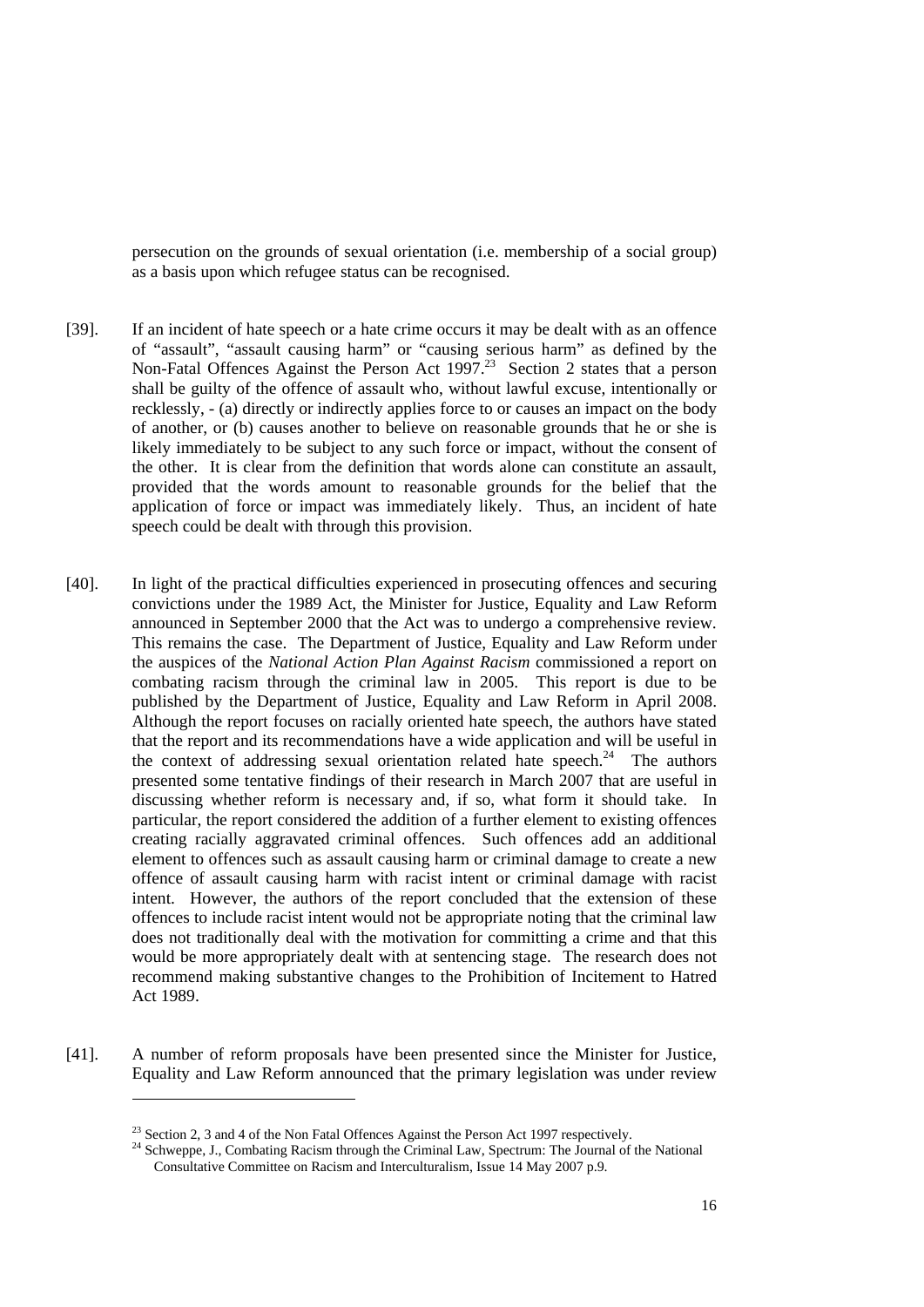persecution on the grounds of sexual orientation (i.e. membership of a social group) as a basis upon which refugee status can be recognised.

[39]. If an incident of hate speech or a hate crime occurs it may be dealt with as an offence of "assault", "assault causing harm" or "causing serious harm" as defined by the Non-Fatal Offences Against the Person Act 1997.[23] Section 2 states that a person shall be guilty of the offence of assault who, without lawful excuse, intentionally or recklessly, - (a) directly or indirectly applies force to or causes an impact on the body of another, or (b) causes another to believe on reasonable grounds that he or she is likely immediately to be subject to any such force or impact, without the consent of the other. It is clear from the definition that words alone can constitute an assault, provided that the words amount to reasonable grounds for the belief that the application of force or impact was immediately likely. Thus, an incident of hate speech could be dealt with through this provision.

[40]. In light of the practical difficulties experienced in prosecuting offences and securing convictions under the 1989 Act, the Minister for Justice, Equality and Law Reform announced in September 2000 that the Act was to undergo a comprehensive review. This remains the case. The Department of Justice, Equality and Law Reform under the auspices of the *National Action Plan Against Racism* commissioned a report on combating racism through the criminal law in 2005. This report is due to be published by the Department of Justice, Equality and Law Reform in April 2008. Although the report focuses on racially oriented hate speech, the authors have stated that the report and its recommendations have a wide application and will be useful in the context of addressing sexual orientation related hate speech.[24] The authors presented some tentative findings of their research in March 2007 that are useful in discussing whether reform is necessary and, if so, what form it should take. In particular, the report considered the addition of a further element to existing offences creating racially aggravated criminal offences. Such offences add an additional element to offences such as assault causing harm or criminal damage to create a new offence of assault causing harm with racist intent or criminal damage with racist intent. However, the authors of the report concluded that the extension of these offences to include racist intent would not be appropriate noting that the criminal law does not traditionally deal with the motivation for committing a crime and that this would be more appropriately dealt with at sentencing stage. The research does not recommend making substantive changes to the Prohibition of Incitement to Hatred Act 1989.

[41]. A number of reform proposals have been presented since the Minister for Justice, Equality and Law Reform announced that the primary legislation was under review

[23] Section 2, 3 and 4 of the Non Fatal Offences Against the Person Act 1997 respectively.

[24] Schweppe, J., Combating Racism through the Criminal Law, Spectrum: The Journal of the National Consultative Committee on Racism and Interculturalism, Issue 14 May 2007 p.9.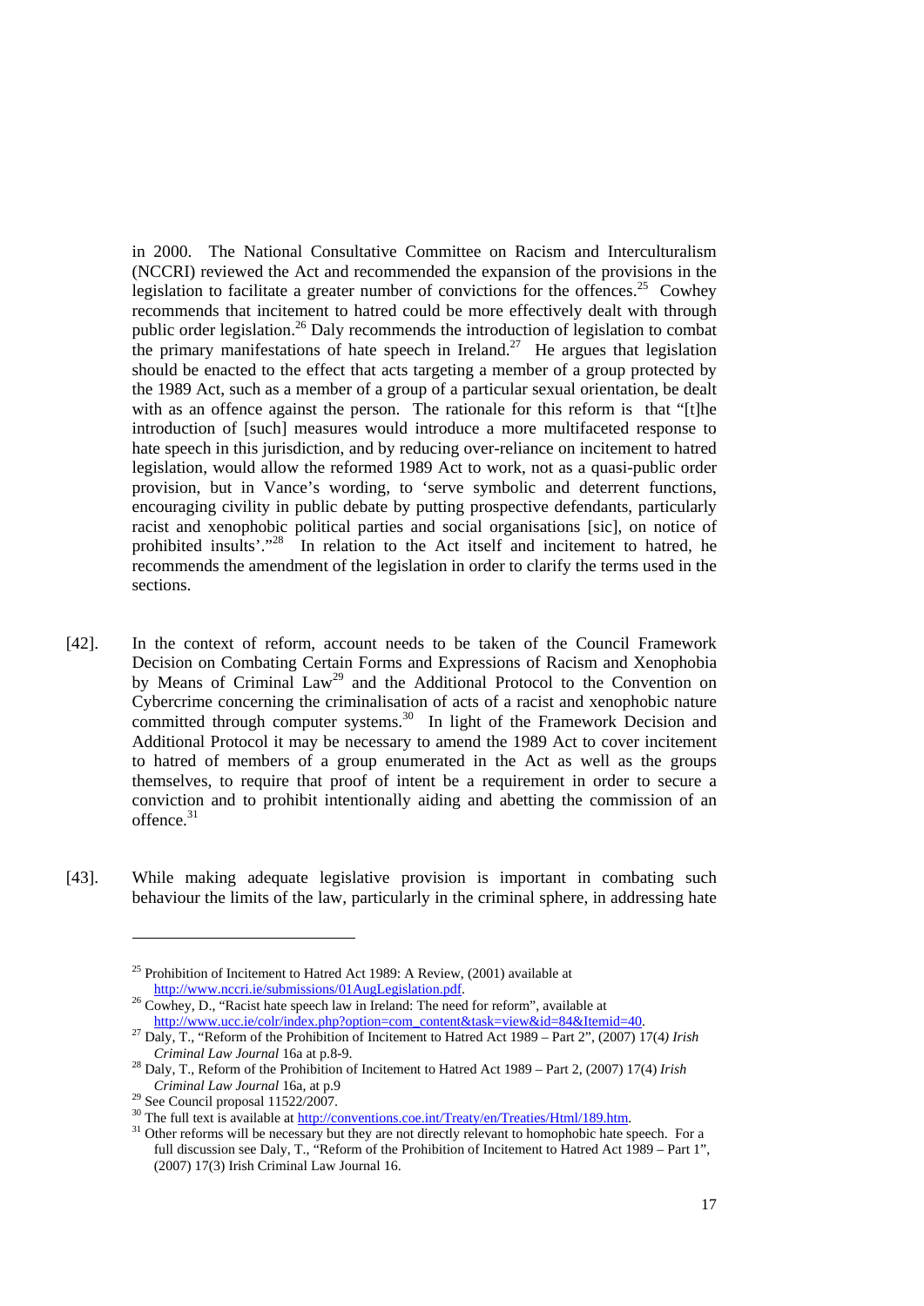in 2000. The National Consultative Committee on Racism and Interculturalism (NCCRI) reviewed the Act and recommended the expansion of the provisions in the legislation to facilitate a greater number of convictions for the offences.[25] Cowhey recommends that incitement to hatred could be more effectively dealt with through public order legislation.[26] Daly recommends the introduction of legislation to combat the primary manifestations of hate speech in Ireland.[27] He argues that legislation should be enacted to the effect that acts targeting a member of a group protected by the 1989 Act, such as a member of a group of a particular sexual orientation, be dealt with as an offence against the person. The rationale for this reform is that "[t]he introduction of [such] measures would introduce a more multifaceted response to hate speech in this jurisdiction, and by reducing over-reliance on incitement to hatred legislation, would allow the reformed 1989 Act to work, not as a quasi-public order provision, but in Vance's wording, to 'serve symbolic and deterrent functions, encouraging civility in public debate by putting prospective defendants, particularly racist and xenophobic political parties and social organisations [sic], on notice of prohibited insults'."[28] In relation to the Act itself and incitement to hatred, he recommends the amendment of the legislation in order to clarify the terms used in the sections.

[42]. In the context of reform, account needs to be taken of the Council Framework Decision on Combating Certain Forms and Expressions of Racism and Xenophobia by Means of Criminal Law[29] and the Additional Protocol to the Convention on Cybercrime concerning the criminalisation of acts of a racist and xenophobic nature committed through computer systems.[30] In light of the Framework Decision and Additional Protocol it may be necessary to amend the 1989 Act to cover incitement to hatred of members of a group enumerated in the Act as well as the groups themselves, to require that proof of intent be a requirement in order to secure a conviction and to prohibit intentionally aiding and abetting the commission of an offence.[31]

[43]. While making adequate legislative provision is important in combating such behaviour the limits of the law, particularly in the criminal sphere, in addressing hate

---

[25] Prohibition of Incitement to Hatred Act 1989: A Review, (2001) available at http://www.nccri.ie/submissions/01AugLegislation.pdf.

[26] Cowhey, D., "Racist hate speech law in Ireland: The need for reform", available at http://www.ucc.ie/colr/index.php?option=com_content&task=view&id=84&Itemid=40.

[27] Daly, T., "Reform of the Prohibition of Incitement to Hatred Act 1989 – Part 2", (2007) 17(4) *Irish Criminal Law Journal* 16a at p.8-9.

[28] Daly, T., Reform of the Prohibition of Incitement to Hatred Act 1989 – Part 2, (2007) 17(4) *Irish Criminal Law Journal* 16a, at p.9

[29] See Council proposal 11522/2007.

[30] The full text is available at http://conventions.coe.int/Treaty/en/Treaties/Html/189.htm.

[31] Other reforms will be necessary but they are not directly relevant to homophobic hate speech. For a full discussion see Daly, T., "Reform of the Prohibition of Incitement to Hatred Act 1989 – Part 1", (2007) 17(3) Irish Criminal Law Journal 16.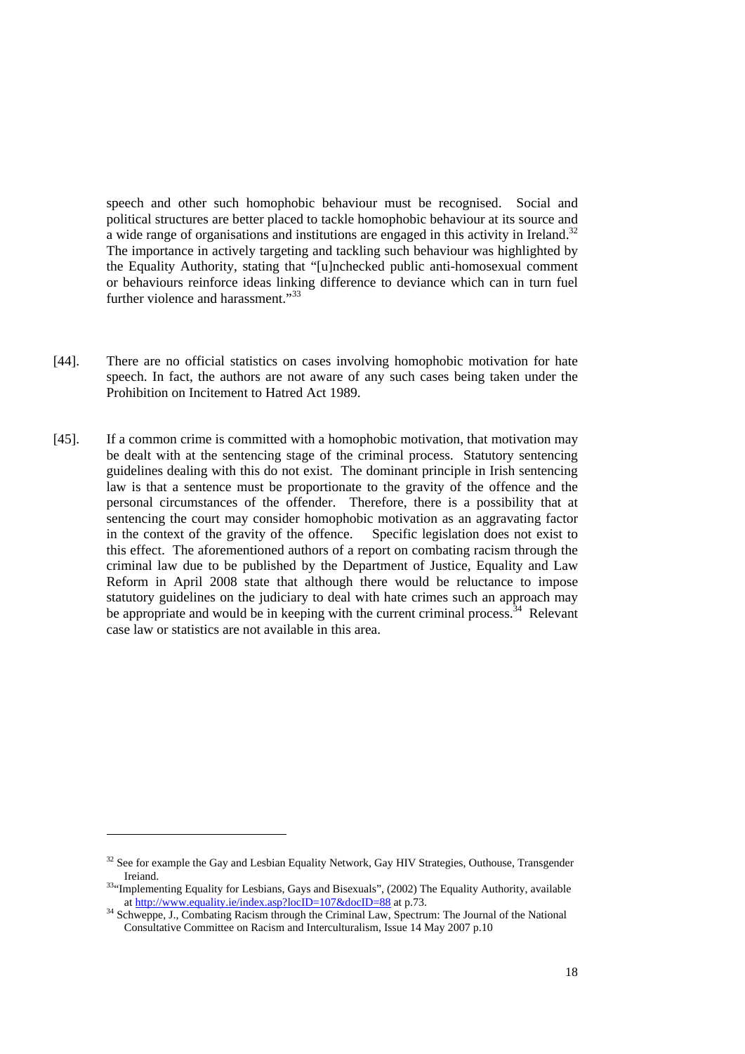speech and other such homophobic behaviour must be recognised. Social and political structures are better placed to tackle homophobic behaviour at its source and a wide range of organisations and institutions are engaged in this activity in Ireland.[32] The importance in actively targeting and tackling such behaviour was highlighted by the Equality Authority, stating that "[u]nchecked public anti-homosexual comment or behaviours reinforce ideas linking difference to deviance which can in turn fuel further violence and harassment."[33]

[44]. There are no official statistics on cases involving homophobic motivation for hate speech. In fact, the authors are not aware of any such cases being taken under the Prohibition on Incitement to Hatred Act 1989.

[45]. If a common crime is committed with a homophobic motivation, that motivation may be dealt with at the sentencing stage of the criminal process. Statutory sentencing guidelines dealing with this do not exist. The dominant principle in Irish sentencing law is that a sentence must be proportionate to the gravity of the offence and the personal circumstances of the offender. Therefore, there is a possibility that at sentencing the court may consider homophobic motivation as an aggravating factor in the context of the gravity of the offence. Specific legislation does not exist to this effect. The aforementioned authors of a report on combating racism through the criminal law due to be published by the Department of Justice, Equality and Law Reform in April 2008 state that although there would be reluctance to impose statutory guidelines on the judiciary to deal with hate crimes such an approach may be appropriate and would be in keeping with the current criminal process.[34] Relevant case law or statistics are not available in this area.

---

[32] See for example the Gay and Lesbian Equality Network, Gay HIV Strategies, Outhouse, Transgender Ireiand.

[33] "Implementing Equality for Lesbians, Gays and Bisexuals", (2002) The Equality Authority, available at http://www.equality.ie/index.asp?locID=107&docID=88 at p.73.

[34] Schweppe, J., Combating Racism through the Criminal Law, Spectrum: The Journal of the National Consultative Committee on Racism and Interculturalism, Issue 14 May 2007 p.10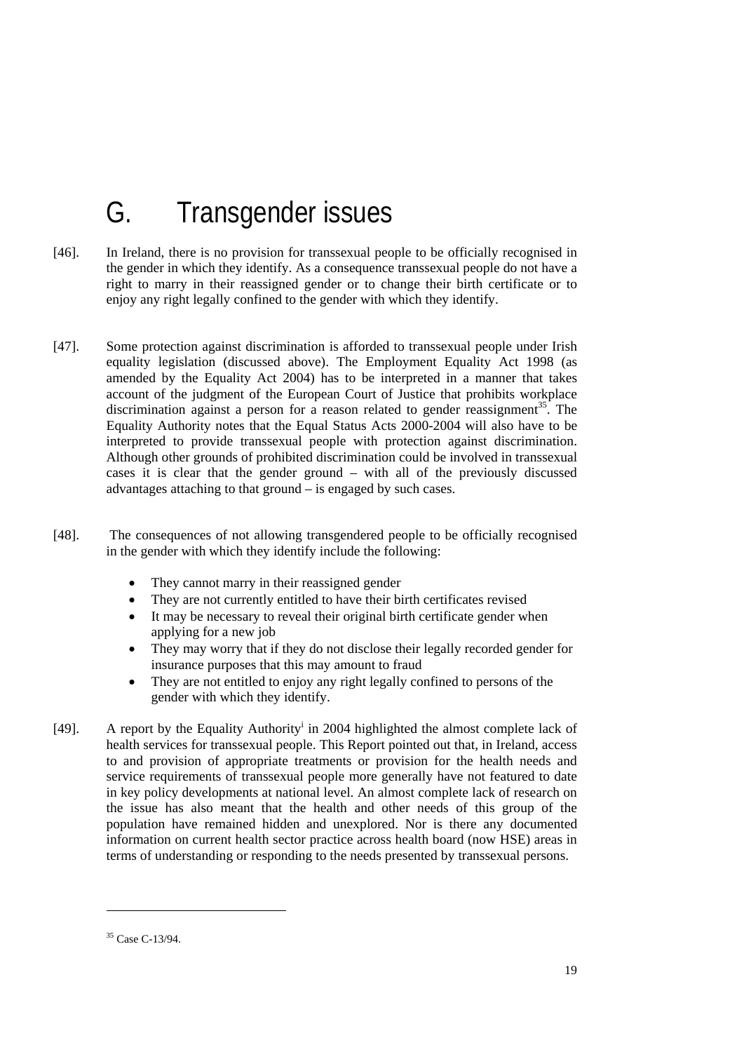# G. Transgender issues

[46]. In Ireland, there is no provision for transsexual people to be officially recognised in the gender in which they identify. As a consequence transsexual people do not have a right to marry in their reassigned gender or to change their birth certificate or to enjoy any right legally confined to the gender with which they identify.

[47]. Some protection against discrimination is afforded to transsexual people under Irish equality legislation (discussed above). The Employment Equality Act 1998 (as amended by the Equality Act 2004) has to be interpreted in a manner that takes account of the judgment of the European Court of Justice that prohibits workplace discrimination against a person for a reason related to gender reassignment[35]. The Equality Authority notes that the Equal Status Acts 2000-2004 will also have to be interpreted to provide transsexual people with protection against discrimination. Although other grounds of prohibited discrimination could be involved in transsexual cases it is clear that the gender ground – with all of the previously discussed advantages attaching to that ground – is engaged by such cases.

[48]. The consequences of not allowing transgendered people to be officially recognised in the gender with which they identify include the following:

- They cannot marry in their reassigned gender
- They are not currently entitled to have their birth certificates revised
- It may be necessary to reveal their original birth certificate gender when applying for a new job
- They may worry that if they do not disclose their legally recorded gender for insurance purposes that this may amount to fraud
- They are not entitled to enjoy any right legally confined to persons of the gender with which they identify.

[49]. A report by the Equality Authority[i] in 2004 highlighted the almost complete lack of health services for transsexual people. This Report pointed out that, in Ireland, access to and provision of appropriate treatments or provision for the health needs and service requirements of transsexual people more generally have not featured to date in key policy developments at national level. An almost complete lack of research on the issue has also meant that the health and other needs of this group of the population have remained hidden and unexplored. Nor is there any documented information on current health sector practice across health board (now HSE) areas in terms of understanding or responding to the needs presented by transsexual persons.

[35] Case C-13/94.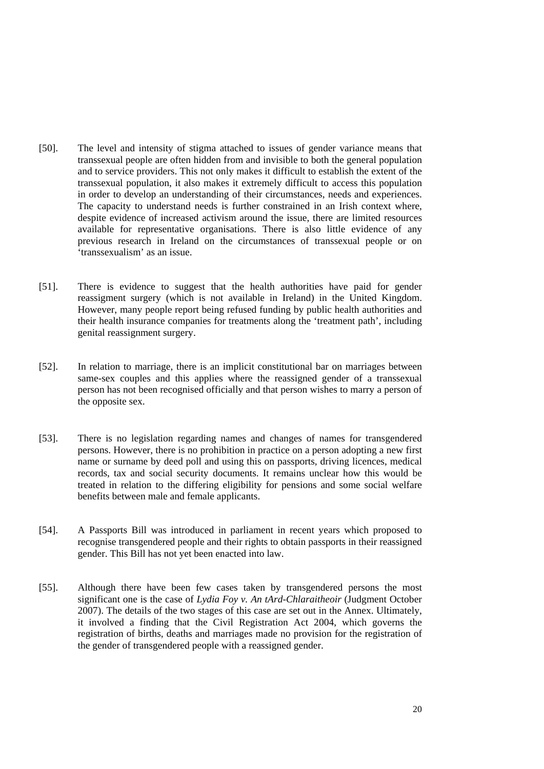[50]. The level and intensity of stigma attached to issues of gender variance means that transsexual people are often hidden from and invisible to both the general population and to service providers. This not only makes it difficult to establish the extent of the transsexual population, it also makes it extremely difficult to access this population in order to develop an understanding of their circumstances, needs and experiences. The capacity to understand needs is further constrained in an Irish context where, despite evidence of increased activism around the issue, there are limited resources available for representative organisations. There is also little evidence of any previous research in Ireland on the circumstances of transsexual people or on 'transsexualism' as an issue.

[51]. There is evidence to suggest that the health authorities have paid for gender reassigment surgery (which is not available in Ireland) in the United Kingdom. However, many people report being refused funding by public health authorities and their health insurance companies for treatments along the 'treatment path', including genital reassignment surgery.

[52]. In relation to marriage, there is an implicit constitutional bar on marriages between same-sex couples and this applies where the reassigned gender of a transsexual person has not been recognised officially and that person wishes to marry a person of the opposite sex.

[53]. There is no legislation regarding names and changes of names for transgendered persons. However, there is no prohibition in practice on a person adopting a new first name or surname by deed poll and using this on passports, driving licences, medical records, tax and social security documents. It remains unclear how this would be treated in relation to the differing eligibility for pensions and some social welfare benefits between male and female applicants.

[54]. A Passports Bill was introduced in parliament in recent years which proposed to recognise transgendered people and their rights to obtain passports in their reassigned gender. This Bill has not yet been enacted into law.

[55]. Although there have been few cases taken by transgendered persons the most significant one is the case of *Lydia Foy v. An tArd-Chlaraitheoir* (Judgment October 2007). The details of the two stages of this case are set out in the Annex. Ultimately, it involved a finding that the Civil Registration Act 2004, which governs the registration of births, deaths and marriages made no provision for the registration of the gender of transgendered people with a reassigned gender.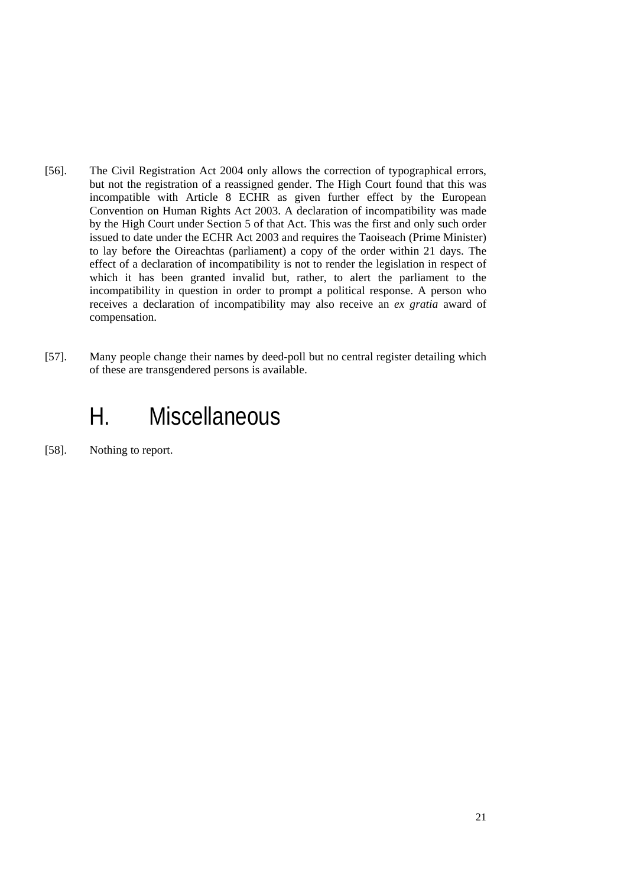[56]. The Civil Registration Act 2004 only allows the correction of typographical errors, but not the registration of a reassigned gender. The High Court found that this was incompatible with Article 8 ECHR as given further effect by the European Convention on Human Rights Act 2003. A declaration of incompatibility was made by the High Court under Section 5 of that Act. This was the first and only such order issued to date under the ECHR Act 2003 and requires the Taoiseach (Prime Minister) to lay before the Oireachtas (parliament) a copy of the order within 21 days. The effect of a declaration of incompatibility is not to render the legislation in respect of which it has been granted invalid but, rather, to alert the parliament to the incompatibility in question in order to prompt a political response. A person who receives a declaration of incompatibility may also receive an *ex gratia* award of compensation.

[57]. Many people change their names by deed-poll but no central register detailing which of these are transgendered persons is available.

# H. Miscellaneous

[58]. Nothing to report.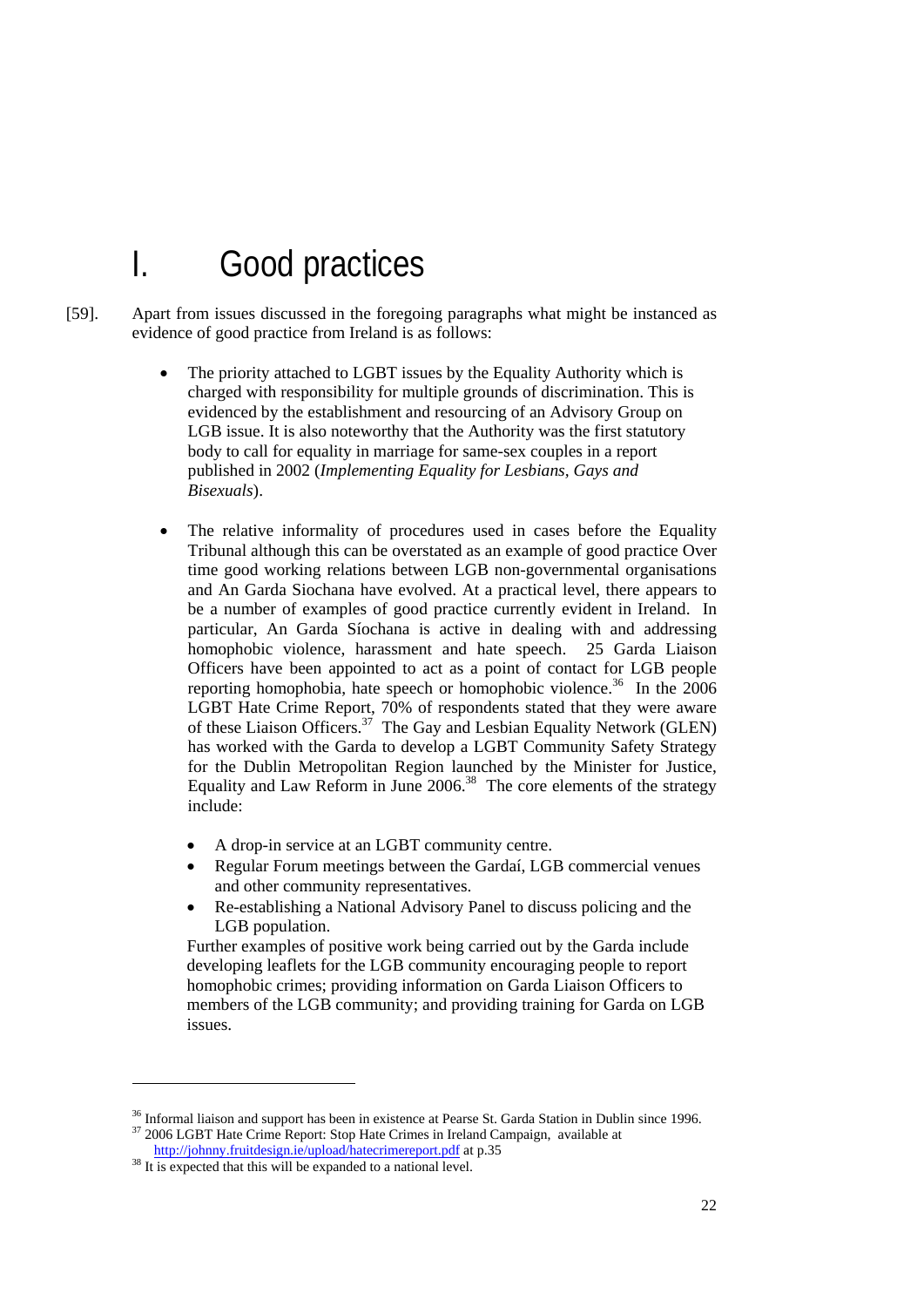# I. Good practices

[59]. Apart from issues discussed in the foregoing paragraphs what might be instanced as evidence of good practice from Ireland is as follows:

- The priority attached to LGBT issues by the Equality Authority which is charged with responsibility for multiple grounds of discrimination. This is evidenced by the establishment and resourcing of an Advisory Group on LGB issue. It is also noteworthy that the Authority was the first statutory body to call for equality in marriage for same-sex couples in a report published in 2002 (*Implementing Equality for Lesbians, Gays and Bisexuals*).

- The relative informality of procedures used in cases before the Equality Tribunal although this can be overstated as an example of good practice Over time good working relations between LGB non-governmental organisations and An Garda Siochana have evolved. At a practical level, there appears to be a number of examples of good practice currently evident in Ireland. In particular, An Garda Síochana is active in dealing with and addressing homophobic violence, harassment and hate speech. 25 Garda Liaison Officers have been appointed to act as a point of contact for LGB people reporting homophobia, hate speech or homophobic violence.[36] In the 2006 LGBT Hate Crime Report, 70% of respondents stated that they were aware of these Liaison Officers.[37] The Gay and Lesbian Equality Network (GLEN) has worked with the Garda to develop a LGBT Community Safety Strategy for the Dublin Metropolitan Region launched by the Minister for Justice, Equality and Law Reform in June 2006.[38] The core elements of the strategy include:

  - A drop-in service at an LGBT community centre.
  - Regular Forum meetings between the Gardaí, LGB commercial venues and other community representatives.
  - Re-establishing a National Advisory Panel to discuss policing and the LGB population.

  Further examples of positive work being carried out by the Garda include developing leaflets for the LGB community encouraging people to report homophobic crimes; providing information on Garda Liaison Officers to members of the LGB community; and providing training for Garda on LGB issues.

---

[36] Informal liaison and support has been in existence at Pearse St. Garda Station in Dublin since 1996.

[37] 2006 LGBT Hate Crime Report: Stop Hate Crimes in Ireland Campaign, available at http://johnny.fruitdesign.ie/upload/hatecrimereport.pdf at p.35

[38] It is expected that this will be expanded to a national level.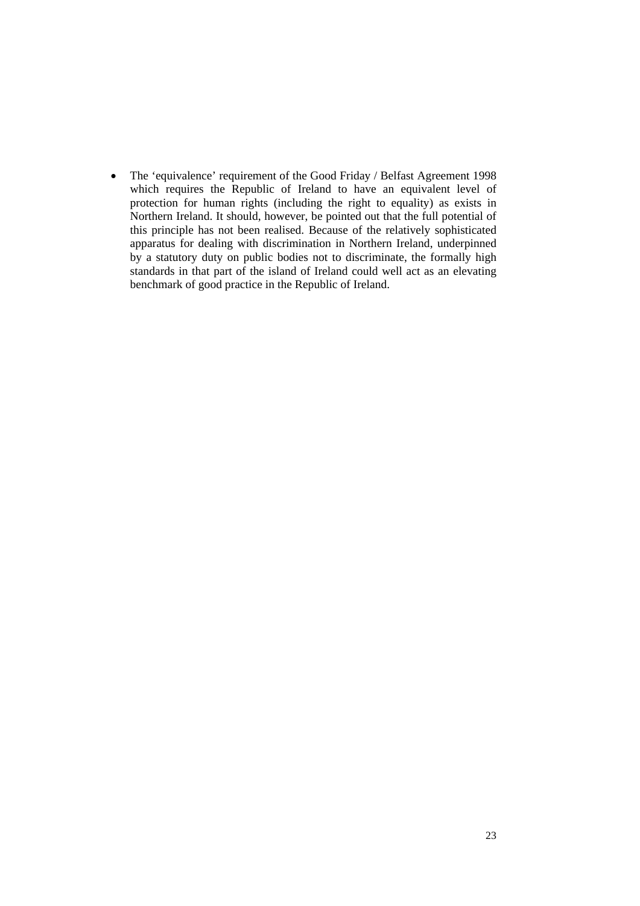- The 'equivalence' requirement of the Good Friday / Belfast Agreement 1998 which requires the Republic of Ireland to have an equivalent level of protection for human rights (including the right to equality) as exists in Northern Ireland. It should, however, be pointed out that the full potential of this principle has not been realised. Because of the relatively sophisticated apparatus for dealing with discrimination in Northern Ireland, underpinned by a statutory duty on public bodies not to discriminate, the formally high standards in that part of the island of Ireland could well act as an elevating benchmark of good practice in the Republic of Ireland.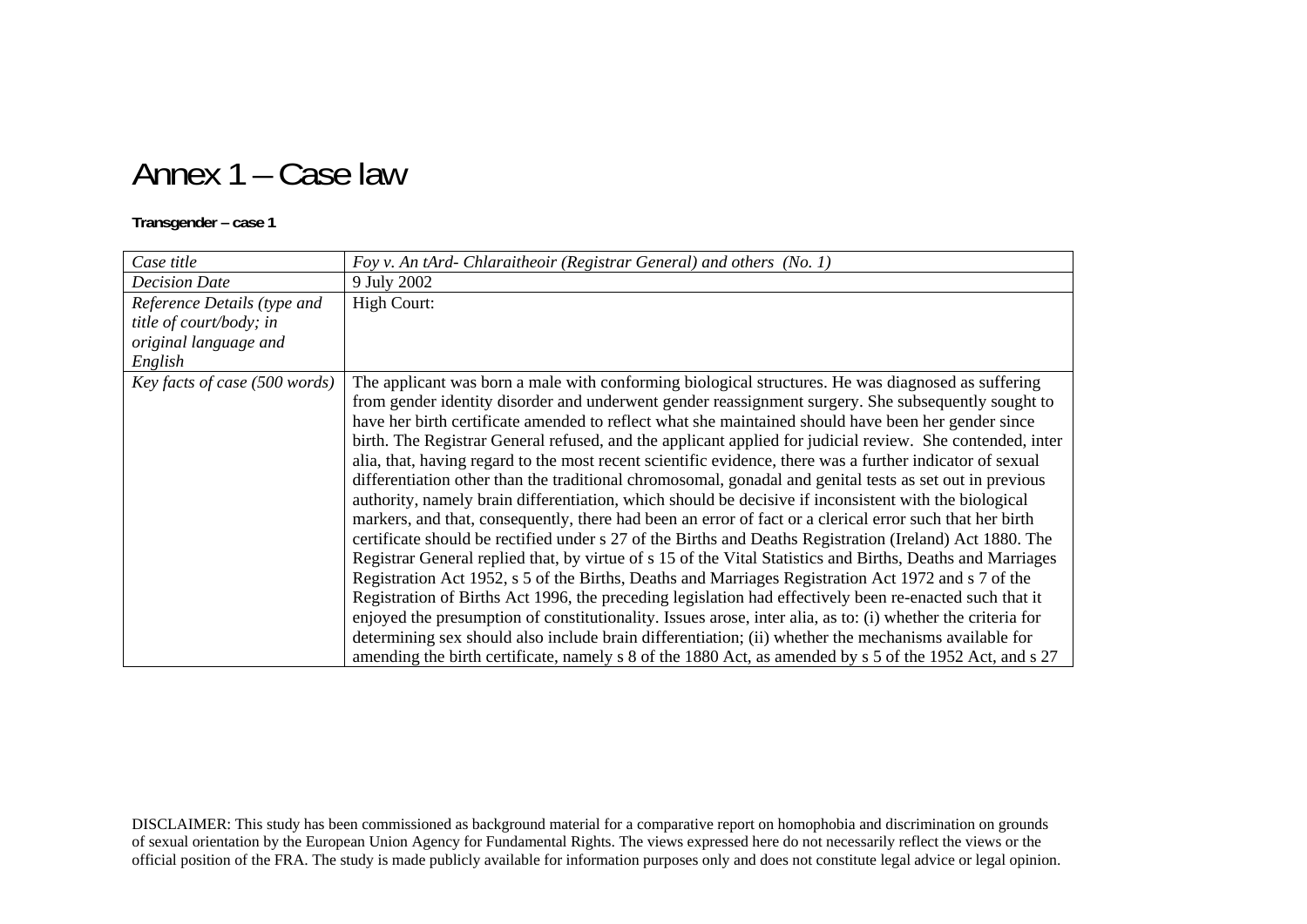# Annex 1 – Case law

**Transgender – case 1**

| *Case title* | *Foy v. An tArd- Chlaraitheoir (Registrar General) and others (No. 1)* |
|---|---|
| *Decision Date* | 9 July 2002 |
| *Reference Details (type and title of court/body; in original language and English* | High Court: |
| *Key facts of case (500 words)* | The applicant was born a male with conforming biological structures. He was diagnosed as suffering from gender identity disorder and underwent gender reassignment surgery. She subsequently sought to have her birth certificate amended to reflect what she maintained should have been her gender since birth. The Registrar General refused, and the applicant applied for judicial review. She contended, inter alia, that, having regard to the most recent scientific evidence, there was a further indicator of sexual differentiation other than the traditional chromosomal, gonadal and genital tests as set out in previous authority, namely brain differentiation, which should be decisive if inconsistent with the biological markers, and that, consequently, there had been an error of fact or a clerical error such that her birth certificate should be rectified under s 27 of the Births and Deaths Registration (Ireland) Act 1880. The Registrar General replied that, by virtue of s 15 of the Vital Statistics and Births, Deaths and Marriages Registration Act 1952, s 5 of the Births, Deaths and Marriages Registration Act 1972 and s 7 of the Registration of Births Act 1996, the preceding legislation had effectively been re-enacted such that it enjoyed the presumption of constitutionality. Issues arose, inter alia, as to: (i) whether the criteria for determining sex should also include brain differentiation; (ii) whether the mechanisms available for amending the birth certificate, namely s 8 of the 1880 Act, as amended by s 5 of the 1952 Act, and s 27 |

DISCLAIMER: This study has been commissioned as background material for a comparative report on homophobia and discrimination on grounds of sexual orientation by the European Union Agency for Fundamental Rights. The views expressed here do not necessarily reflect the views or the official position of the FRA. The study is made publicly available for information purposes only and does not constitute legal advice or legal opinion.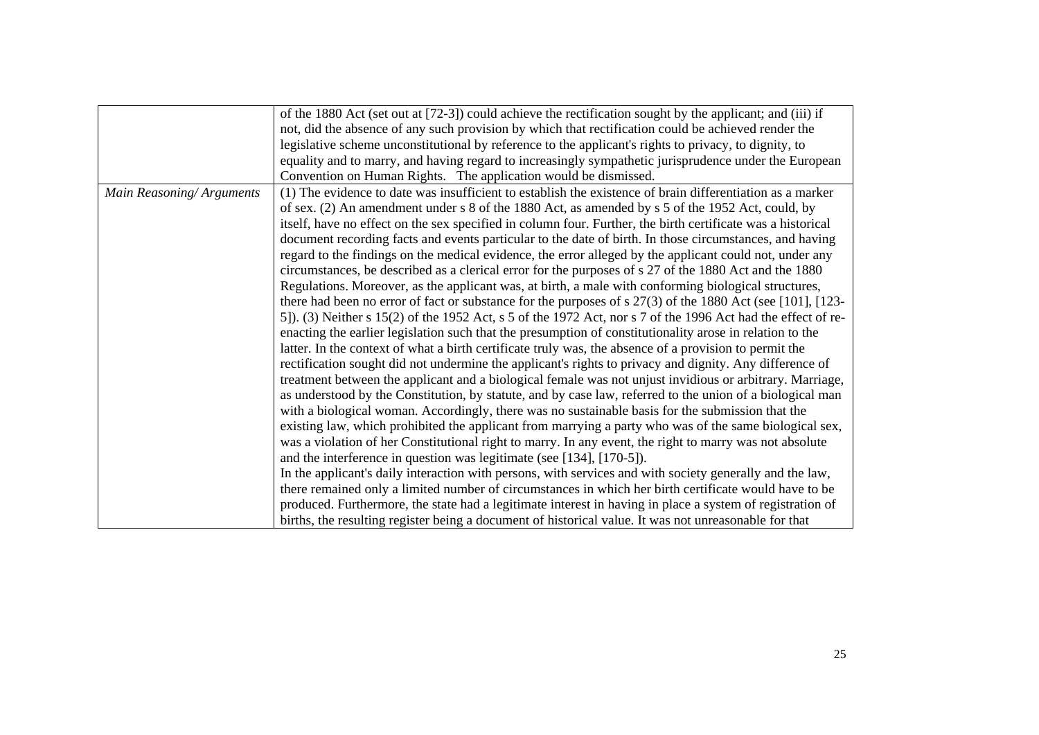| | |
|---|---|
| | of the 1880 Act (set out at [72-3]) could achieve the rectification sought by the applicant; and (iii) if not, did the absence of any such provision by which that rectification could be achieved render the legislative scheme unconstitutional by reference to the applicant's rights to privacy, to dignity, to equality and to marry, and having regard to increasingly sympathetic jurisprudence under the European Convention on Human Rights. The application would be dismissed. |
| *Main Reasoning/ Arguments* | (1) The evidence to date was insufficient to establish the existence of brain differentiation as a marker of sex. (2) An amendment under s 8 of the 1880 Act, as amended by s 5 of the 1952 Act, could, by itself, have no effect on the sex specified in column four. Further, the birth certificate was a historical document recording facts and events particular to the date of birth. In those circumstances, and having regard to the findings on the medical evidence, the error alleged by the applicant could not, under any circumstances, be described as a clerical error for the purposes of s 27 of the 1880 Act and the 1880 Regulations. Moreover, as the applicant was, at birth, a male with conforming biological structures, there had been no error of fact or substance for the purposes of s 27(3) of the 1880 Act (see [101], [123-5]). (3) Neither s 15(2) of the 1952 Act, s 5 of the 1972 Act, nor s 7 of the 1996 Act had the effect of re-enacting the earlier legislation such that the presumption of constitutionality arose in relation to the latter. In the context of what a birth certificate truly was, the absence of a provision to permit the rectification sought did not undermine the applicant's rights to privacy and dignity. Any difference of treatment between the applicant and a biological female was not unjust invidious or arbitrary. Marriage, as understood by the Constitution, by statute, and by case law, referred to the union of a biological man with a biological woman. Accordingly, there was no sustainable basis for the submission that the existing law, which prohibited the applicant from marrying a party who was of the same biological sex, was a violation of her Constitutional right to marry. In any event, the right to marry was not absolute and the interference in question was legitimate (see [134], [170-5]).<br>In the applicant's daily interaction with persons, with services and with society generally and the law, there remained only a limited number of circumstances in which her birth certificate would have to be produced. Furthermore, the state had a legitimate interest in having in place a system of registration of births, the resulting register being a document of historical value. It was not unreasonable for that |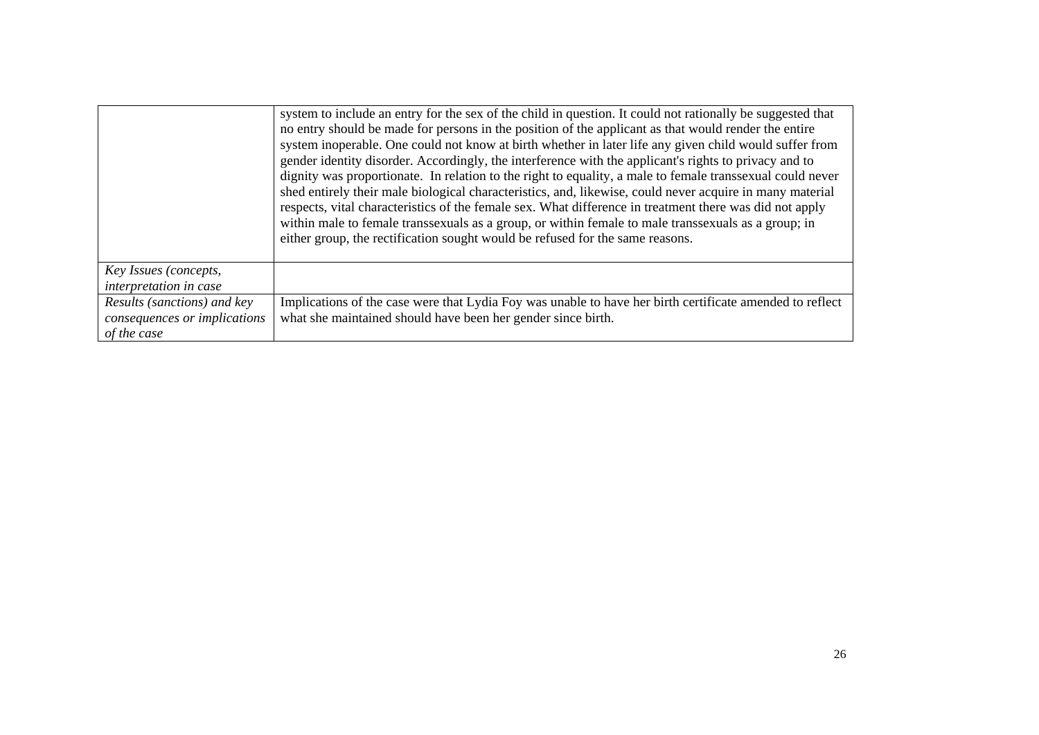| | |
|---|---|
| | system to include an entry for the sex of the child in question. It could not rationally be suggested that no entry should be made for persons in the position of the applicant as that would render the entire system inoperable. One could not know at birth whether in later life any given child would suffer from gender identity disorder. Accordingly, the interference with the applicant's rights to privacy and to dignity was proportionate. In relation to the right to equality, a male to female transsexual could never shed entirely their male biological characteristics, and, likewise, could never acquire in many material respects, vital characteristics of the female sex. What difference in treatment there was did not apply within male to female transsexuals as a group, or within female to male transsexuals as a group; in either group, the rectification sought would be refused for the same reasons. |
| *Key Issues (concepts, interpretation in case* | |
| *Results (sanctions) and key consequences or implications of the case* | Implications of the case were that Lydia Foy was unable to have her birth certificate amended to reflect what she maintained should have been her gender since birth. |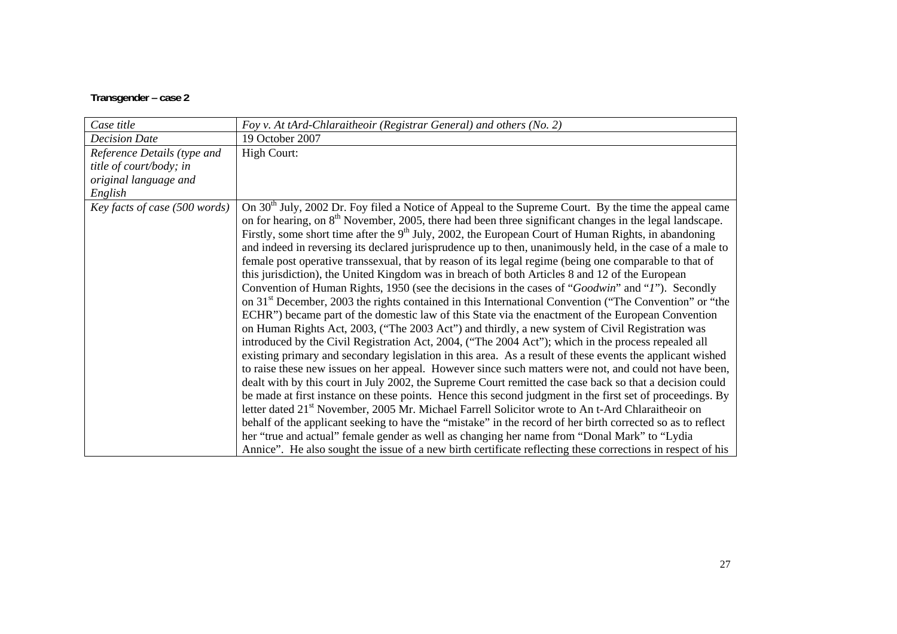**Transgender – case 2**

| *Case title* | *Foy v. At tArd-Chlaraitheoir (Registrar General) and others (No. 2)* |
|---|---|
| *Decision Date* | 19 October 2007 |
| *Reference Details (type and title of court/body; in original language and English* | High Court: |
| *Key facts of case (500 words)* | On 30th July, 2002 Dr. Foy filed a Notice of Appeal to the Supreme Court. By the time the appeal came on for hearing, on 8th November, 2005, there had been three significant changes in the legal landscape. Firstly, some short time after the 9th July, 2002, the European Court of Human Rights, in abandoning and indeed in reversing its declared jurisprudence up to then, unanimously held, in the case of a male to female post operative transsexual, that by reason of its legal regime (being one comparable to that of this jurisdiction), the United Kingdom was in breach of both Articles 8 and 12 of the European Convention of Human Rights, 1950 (see the decisions in the cases of "*Goodwin*" and "*I*"). Secondly on 31st December, 2003 the rights contained in this International Convention ("The Convention" or "the ECHR") became part of the domestic law of this State via the enactment of the European Convention on Human Rights Act, 2003, ("The 2003 Act") and thirdly, a new system of Civil Registration was introduced by the Civil Registration Act, 2004, ("The 2004 Act"); which in the process repealed all existing primary and secondary legislation in this area. As a result of these events the applicant wished to raise these new issues on her appeal. However since such matters were not, and could not have been, dealt with by this court in July 2002, the Supreme Court remitted the case back so that a decision could be made at first instance on these points. Hence this second judgment in the first set of proceedings. By letter dated 21st November, 2005 Mr. Michael Farrell Solicitor wrote to An t-Ard Chlaraitheoir on behalf of the applicant seeking to have the "mistake" in the record of her birth corrected so as to reflect her "true and actual" female gender as well as changing her name from "Donal Mark" to "Lydia Annice". He also sought the issue of a new birth certificate reflecting these corrections in respect of his |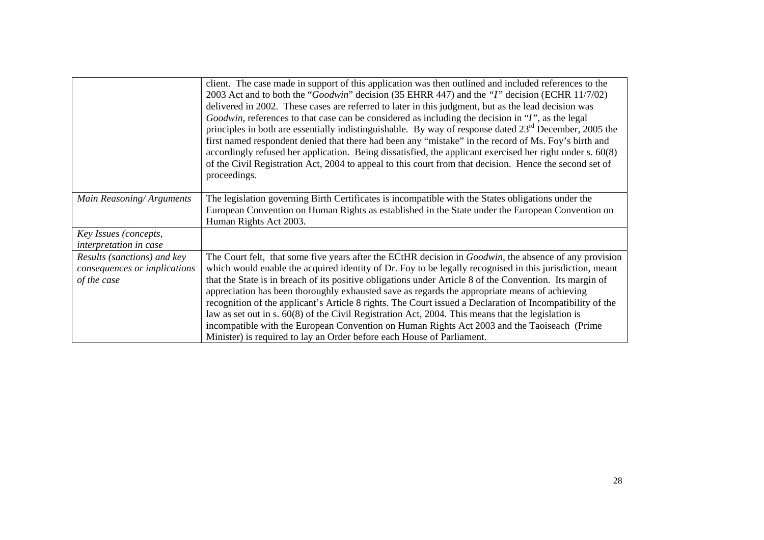| | |
|---|---|
| | client. The case made in support of this application was then outlined and included references to the 2003 Act and to both the "*Goodwin*" decision (35 EHRR 447) and the *"I"* decision (ECHR 11/7/02) delivered in 2002. These cases are referred to later in this judgment, but as the lead decision was *Goodwin*, references to that case can be considered as including the decision in "*I*", as the legal principles in both are essentially indistinguishable. By way of response dated 23rd December, 2005 the first named respondent denied that there had been any "mistake" in the record of Ms. Foy's birth and accordingly refused her application. Being dissatisfied, the applicant exercised her right under s. 60(8) of the Civil Registration Act, 2004 to appeal to this court from that decision. Hence the second set of proceedings. |
| *Main Reasoning/ Arguments* | The legislation governing Birth Certificates is incompatible with the States obligations under the European Convention on Human Rights as established in the State under the European Convention on Human Rights Act 2003. |
| *Key Issues (concepts, interpretation in case* | |
| *Results (sanctions) and key consequences or implications of the case* | The Court felt, that some five years after the ECtHR decision in *Goodwin*, the absence of any provision which would enable the acquired identity of Dr. Foy to be legally recognised in this jurisdiction, meant that the State is in breach of its positive obligations under Article 8 of the Convention. Its margin of appreciation has been thoroughly exhausted save as regards the appropriate means of achieving recognition of the applicant's Article 8 rights. The Court issued a Declaration of Incompatibility of the law as set out in s. 60(8) of the Civil Registration Act, 2004. This means that the legislation is incompatible with the European Convention on Human Rights Act 2003 and the Taoiseach (Prime Minister) is required to lay an Order before each House of Parliament. |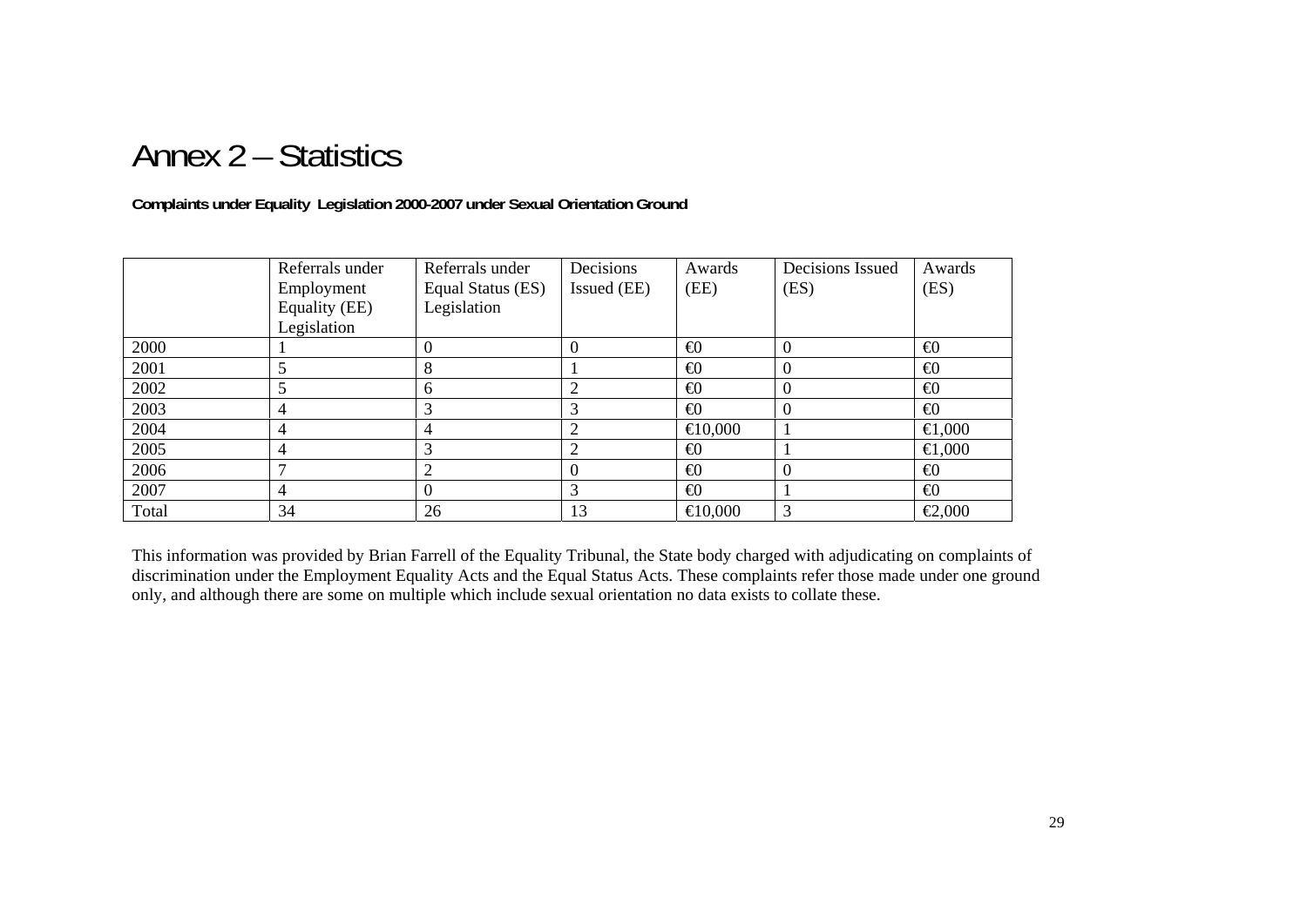# Annex 2 – Statistics

**Complaints under Equality Legislation 2000-2007 under Sexual Orientation Ground**

| | Referrals under Employment Equality (EE) Legislation | Referrals under Equal Status (ES) Legislation | Decisions Issued (EE) | Awards (EE) | Decisions Issued (ES) | Awards (ES) |
|---|---|---|---|---|---|---|
| 2000 | 1 | 0 | 0 | €0 | 0 | €0 |
| 2001 | 5 | 8 | 1 | €0 | 0 | €0 |
| 2002 | 5 | 6 | 2 | €0 | 0 | €0 |
| 2003 | 4 | 3 | 3 | €0 | 0 | €0 |
| 2004 | 4 | 4 | 2 | €10,000 | 1 | €1,000 |
| 2005 | 4 | 3 | 2 | €0 | 1 | €1,000 |
| 2006 | 7 | 2 | 0 | €0 | 0 | €0 |
| 2007 | 4 | 0 | 3 | €0 | 1 | €0 |
| Total | 34 | 26 | 13 | €10,000 | 3 | €2,000 |

This information was provided by Brian Farrell of the Equality Tribunal, the State body charged with adjudicating on complaints of discrimination under the Employment Equality Acts and the Equal Status Acts. These complaints refer those made under one ground only, and although there are some on multiple which include sexual orientation no data exists to collate these.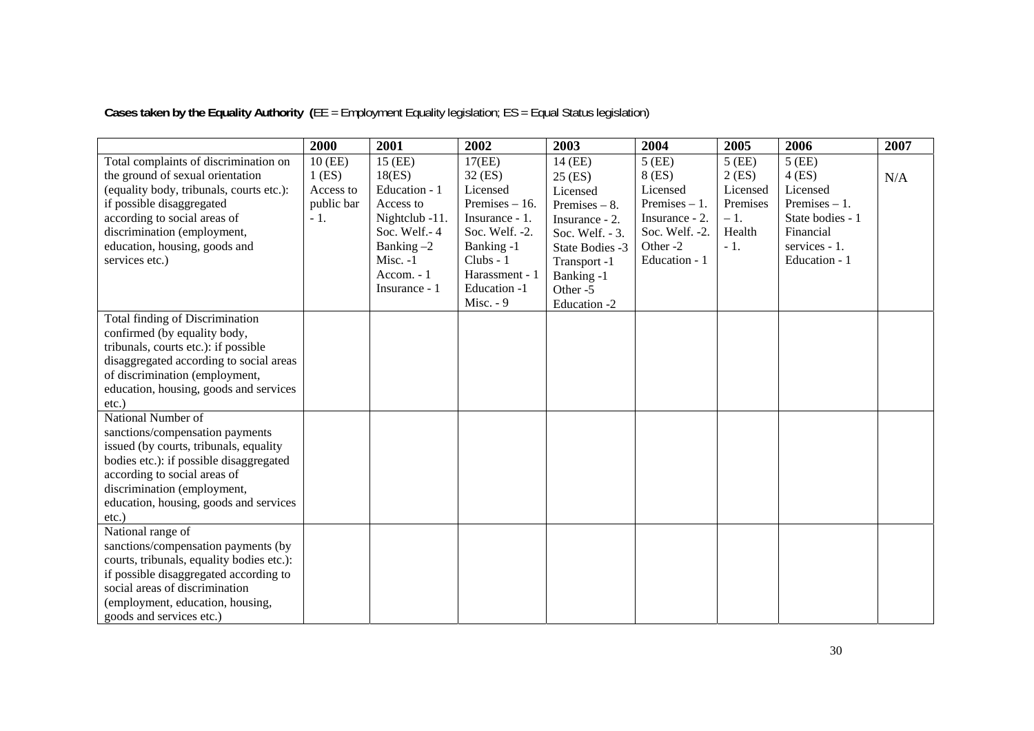**Cases taken by the Equality Authority (**EE = Employment Equality legislation; ES = Equal Status legislation)

| | 2000 | 2001 | 2002 | 2003 | 2004 | 2005 | 2006 | 2007 |
|---|---|---|---|---|---|---|---|---|
| Total complaints of discrimination on the ground of sexual orientation (equality body, tribunals, courts etc.): if possible disaggregated according to social areas of discrimination (employment, education, housing, goods and services etc.) | 10 (EE)<br>1 (ES)<br>Access to public bar - 1. | 15 (EE)<br>18(ES)<br>Education - 1<br>Access to Nightclub -11.<br>Soc. Welf.- 4<br>Banking –2<br>Misc. -1<br>Accom. - 1<br>Insurance - 1 | 17(EE)<br>32 (ES)<br>Licensed Premises – 16.<br>Insurance - 1.<br>Soc. Welf. -2.<br>Banking -1<br>Clubs - 1<br>Harassment - 1<br>Education -1<br>Misc. - 9 | 14 (EE)<br>25 (ES)<br>Licensed Premises – 8.<br>Insurance - 2.<br>Soc. Welf. - 3.<br>State Bodies -3<br>Transport -1<br>Banking -1<br>Other -5<br>Education -2 | 5 (EE)<br>8 (ES)<br>Licensed Premises – 1.<br>Insurance - 2.<br>Soc. Welf. -2.<br>Other -2<br>Education - 1 | 5 (EE)<br>2 (ES)<br>Licensed Premises – 1.<br>Health - 1. | 5 (EE)<br>4 (ES)<br>Licensed Premises – 1.<br>State bodies - 1<br>Financial services - 1.<br>Education - 1 | N/A |
| Total finding of Discrimination confirmed (by equality body, tribunals, courts etc.): if possible disaggregated according to social areas of discrimination (employment, education, housing, goods and services etc.) | | | | | | | | |
| National Number of sanctions/compensation payments issued (by courts, tribunals, equality bodies etc.): if possible disaggregated according to social areas of discrimination (employment, education, housing, goods and services etc.) | | | | | | | | |
| National range of sanctions/compensation payments (by courts, tribunals, equality bodies etc.): if possible disaggregated according to social areas of discrimination (employment, education, housing, goods and services etc.) | | | | | | | | |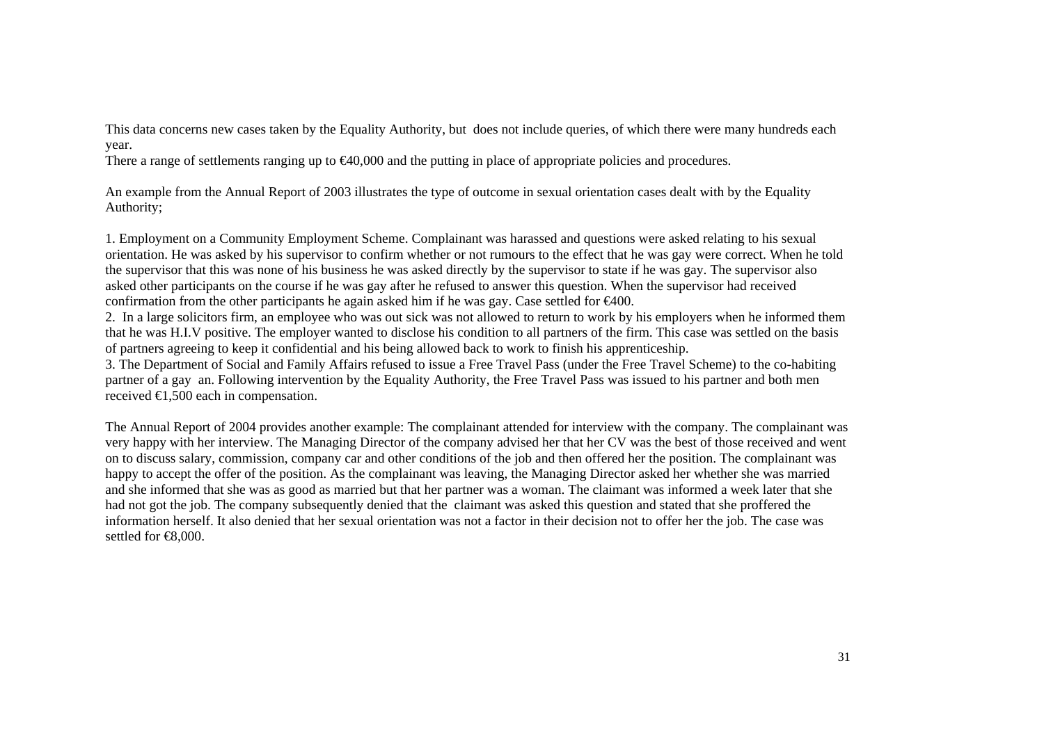This data concerns new cases taken by the Equality Authority, but does not include queries, of which there were many hundreds each year.

There a range of settlements ranging up to €40,000 and the putting in place of appropriate policies and procedures.

An example from the Annual Report of 2003 illustrates the type of outcome in sexual orientation cases dealt with by the Equality Authority;

1. Employment on a Community Employment Scheme. Complainant was harassed and questions were asked relating to his sexual orientation. He was asked by his supervisor to confirm whether or not rumours to the effect that he was gay were correct. When he told the supervisor that this was none of his business he was asked directly by the supervisor to state if he was gay. The supervisor also asked other participants on the course if he was gay after he refused to answer this question. When the supervisor had received confirmation from the other participants he again asked him if he was gay. Case settled for €400.
2. In a large solicitors firm, an employee who was out sick was not allowed to return to work by his employers when he informed them that he was H.I.V positive. The employer wanted to disclose his condition to all partners of the firm. This case was settled on the basis of partners agreeing to keep it confidential and his being allowed back to work to finish his apprenticeship.
3. The Department of Social and Family Affairs refused to issue a Free Travel Pass (under the Free Travel Scheme) to the co-habiting partner of a gay an. Following intervention by the Equality Authority, the Free Travel Pass was issued to his partner and both men received €1,500 each in compensation.

The Annual Report of 2004 provides another example: The complainant attended for interview with the company. The complainant was very happy with her interview. The Managing Director of the company advised her that her CV was the best of those received and went on to discuss salary, commission, company car and other conditions of the job and then offered her the position. The complainant was happy to accept the offer of the position. As the complainant was leaving, the Managing Director asked her whether she was married and she informed that she was as good as married but that her partner was a woman. The claimant was informed a week later that she had not got the job. The company subsequently denied that the claimant was asked this question and stated that she proffered the information herself. It also denied that her sexual orientation was not a factor in their decision not to offer her the job. The case was settled for €8,000.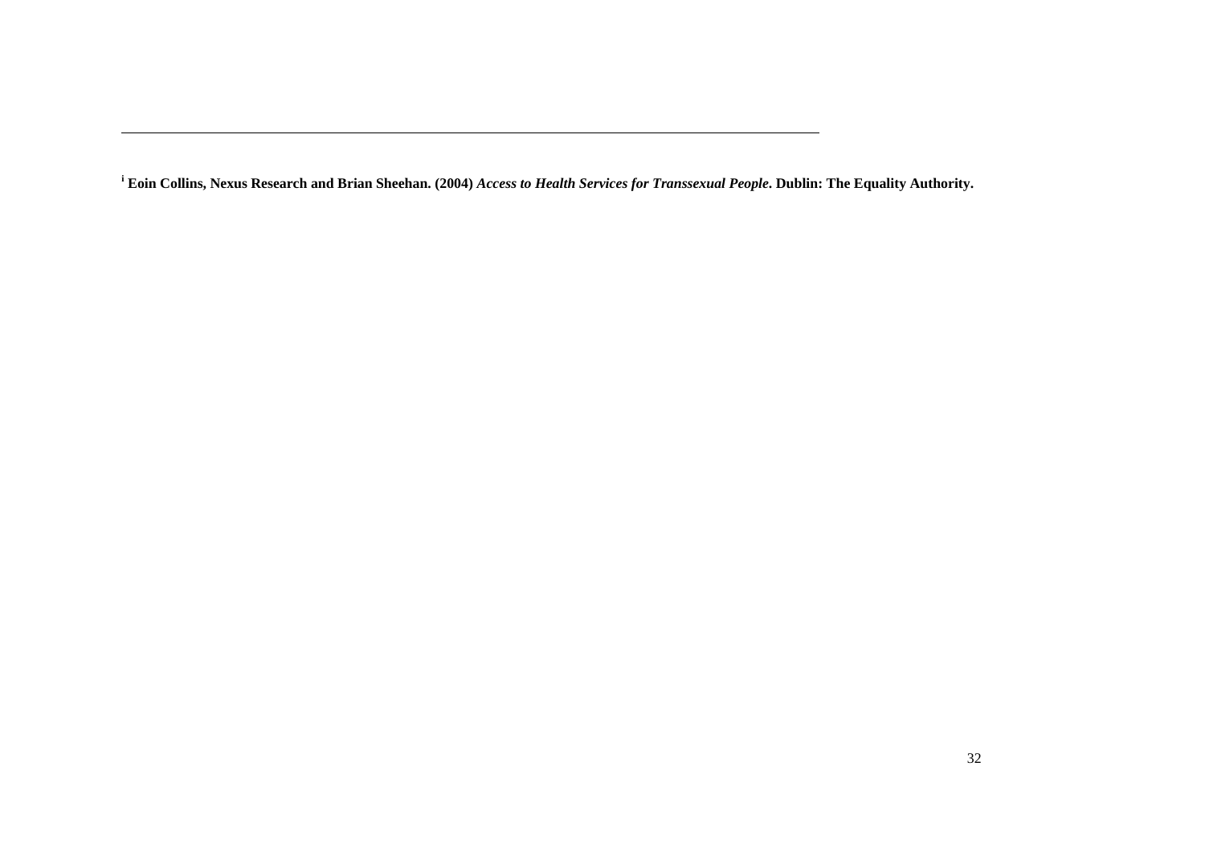---

[i] **Eoin Collins, Nexus Research and Brian Sheehan. (2004)** ***Access to Health Services for Transsexual People*****. Dublin: The Equality Authority.**